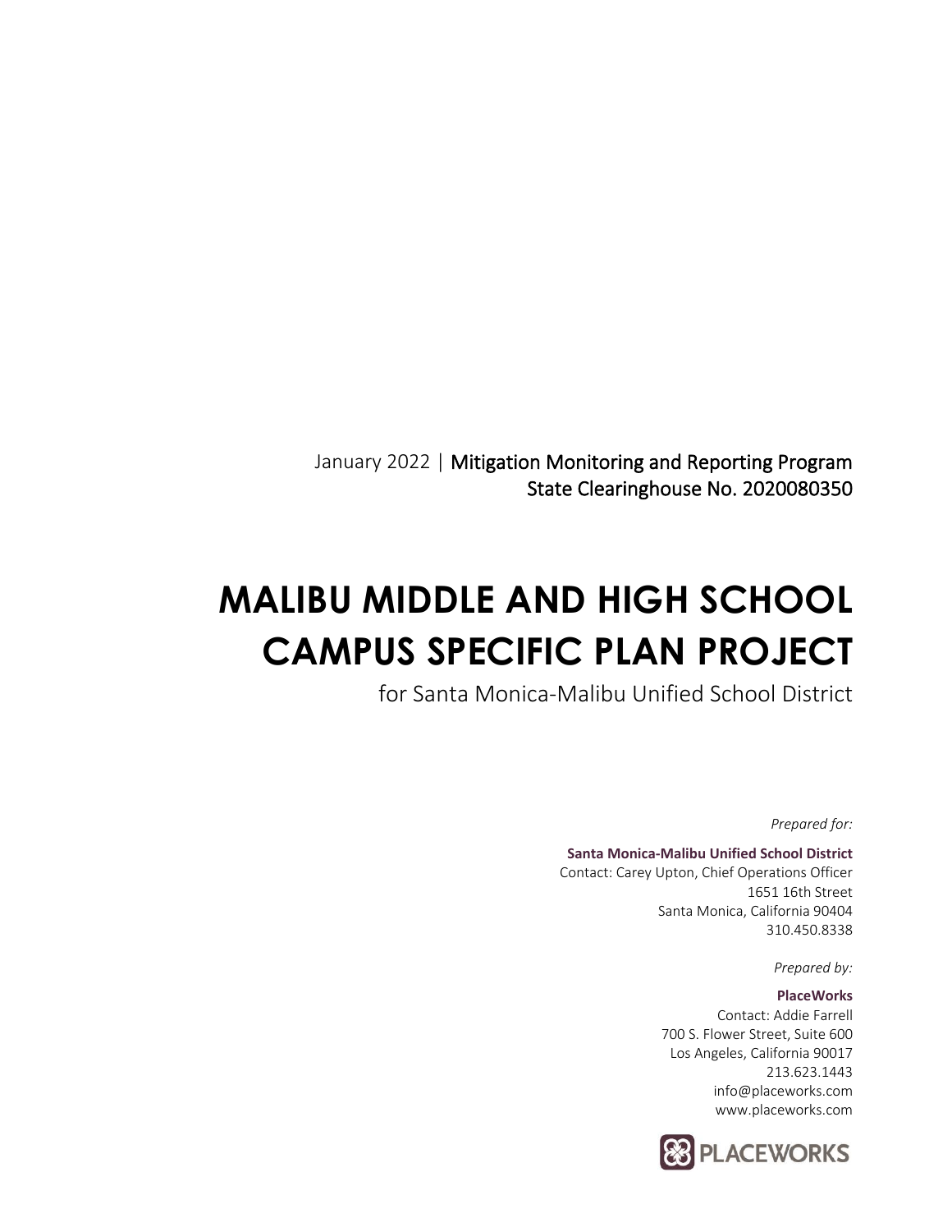January 2022 | **Mitigation Monitoring and Reporting Program**
**State Clearinghouse No. 2020080350**

# MALIBU MIDDLE AND HIGH SCHOOL CAMPUS SPECIFIC PLAN PROJECT

for Santa Monica-Malibu Unified School District

*Prepared for:*

**Santa Monica-Malibu Unified School District**
Contact: Carey Upton, Chief Operations Officer
1651 16th Street
Santa Monica, California 90404
310.450.8338

*Prepared by:*

**PlaceWorks**
Contact: Addie Farrell
700 S. Flower Street, Suite 600
Los Angeles, California 90017
213.623.1443
info@placeworks.com
www.placeworks.com

PLACEWORKS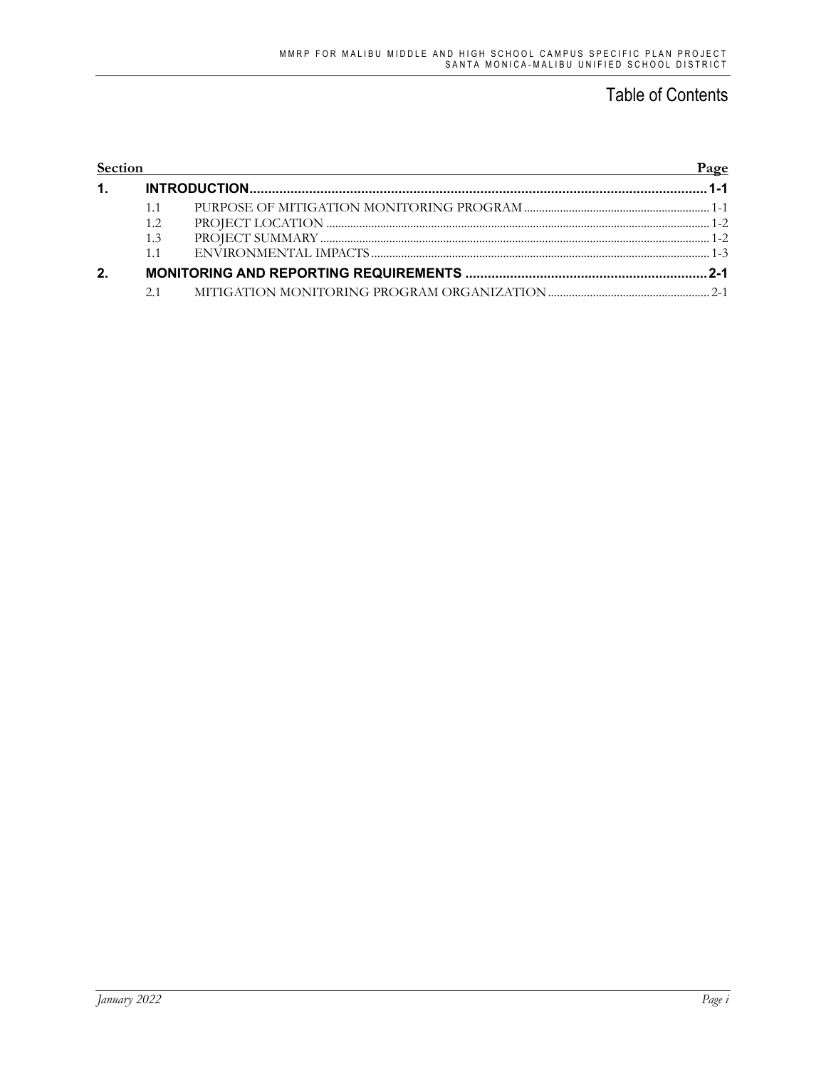# Table of Contents

| Section | | | Page |
|---|---|---|---|
| **1.** | **INTRODUCTION** | | **1-1** |
| | 1.1 | PURPOSE OF MITIGATION MONITORING PROGRAM | 1-1 |
| | 1.2 | PROJECT LOCATION | 1-2 |
| | 1.3 | PROJECT SUMMARY | 1-2 |
| | 1.1 | ENVIRONMENTAL IMPACTS | 1-3 |
| **2.** | **MONITORING AND REPORTING REQUIREMENTS** | | **2-1** |
| | 2.1 | MITIGATION MONITORING PROGRAM ORGANIZATION | 2-1 |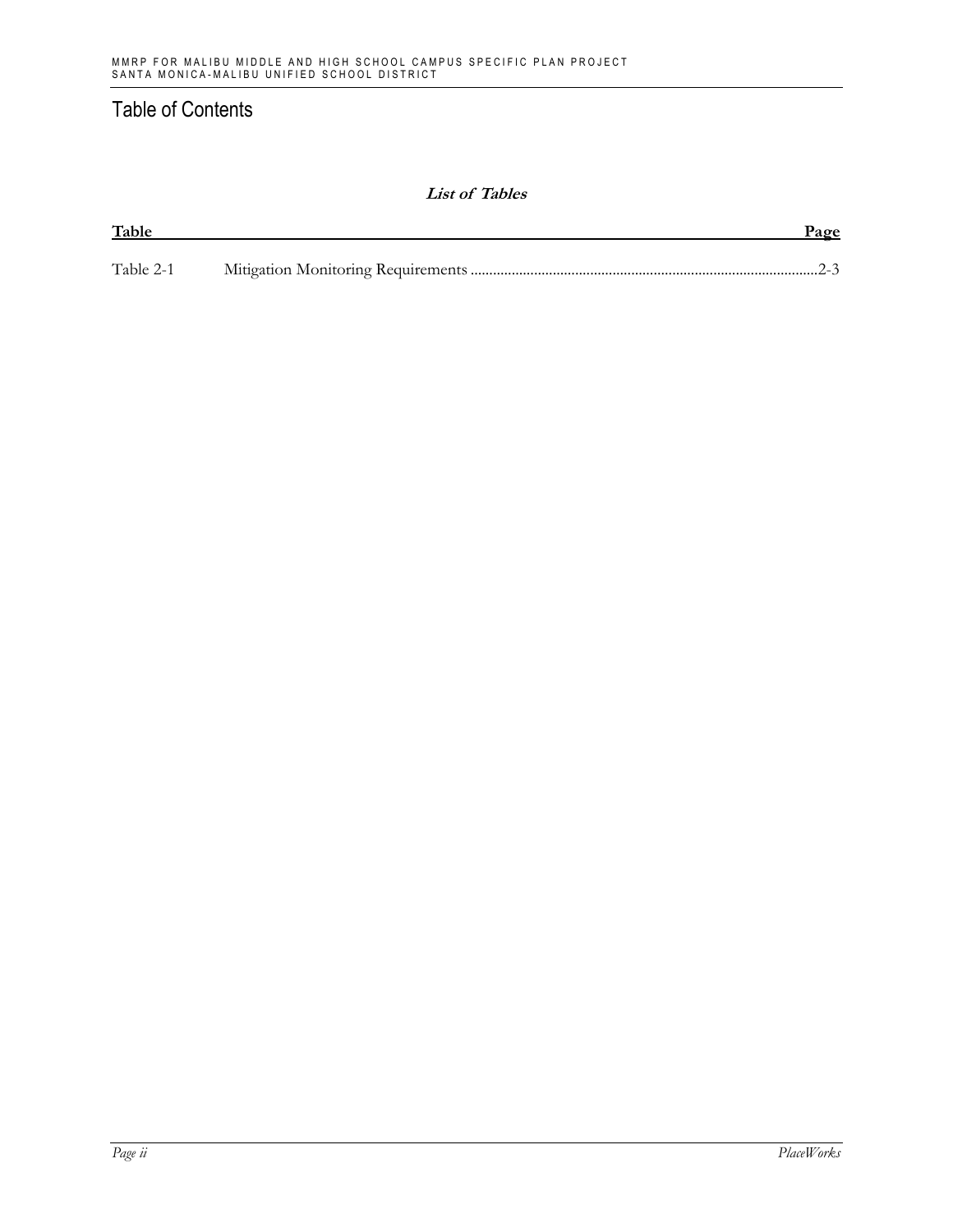# Table of Contents

**_List of Tables_**

| Table | | Page |
|---|---|---|
| Table 2-1 | Mitigation Monitoring Requirements | 2-3 |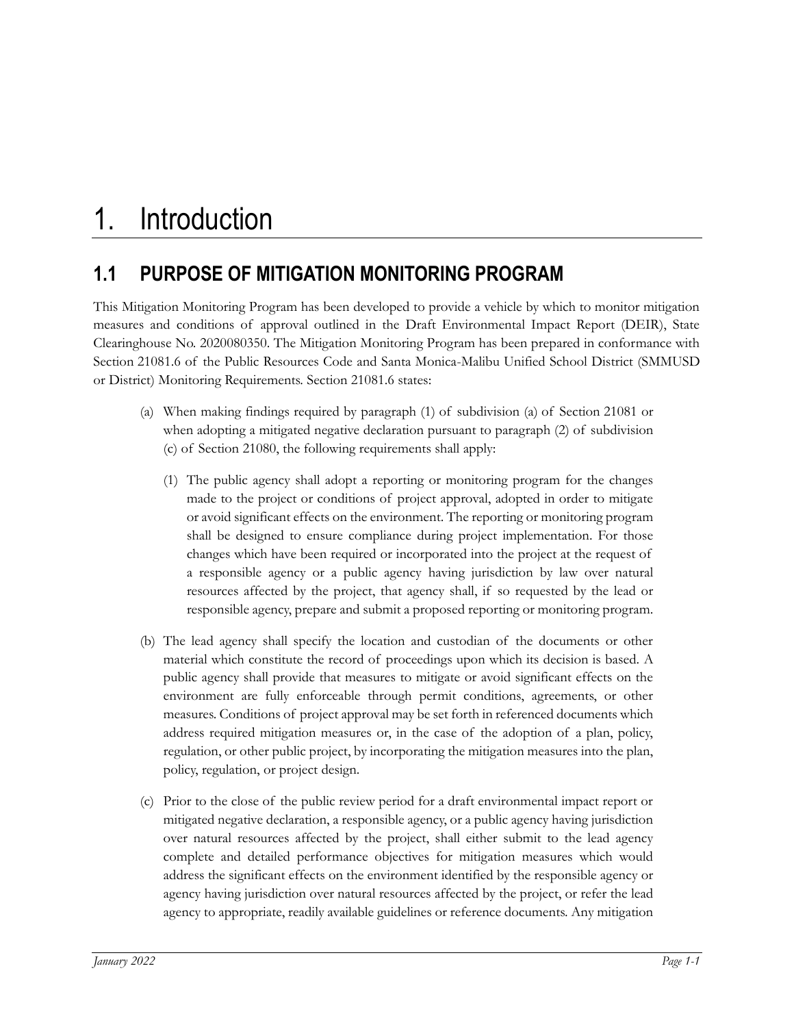# 1. Introduction

## 1.1 PURPOSE OF MITIGATION MONITORING PROGRAM

This Mitigation Monitoring Program has been developed to provide a vehicle by which to monitor mitigation measures and conditions of approval outlined in the Draft Environmental Impact Report (DEIR), State Clearinghouse No. 2020080350. The Mitigation Monitoring Program has been prepared in conformance with Section 21081.6 of the Public Resources Code and Santa Monica-Malibu Unified School District (SMMUSD or District) Monitoring Requirements. Section 21081.6 states:

> (a) When making findings required by paragraph (1) of subdivision (a) of Section 21081 or when adopting a mitigated negative declaration pursuant to paragraph (2) of subdivision (c) of Section 21080, the following requirements shall apply:
>
> > (1) The public agency shall adopt a reporting or monitoring program for the changes made to the project or conditions of project approval, adopted in order to mitigate or avoid significant effects on the environment. The reporting or monitoring program shall be designed to ensure compliance during project implementation. For those changes which have been required or incorporated into the project at the request of a responsible agency or a public agency having jurisdiction by law over natural resources affected by the project, that agency shall, if so requested by the lead or responsible agency, prepare and submit a proposed reporting or monitoring program.
>
> (b) The lead agency shall specify the location and custodian of the documents or other material which constitute the record of proceedings upon which its decision is based. A public agency shall provide that measures to mitigate or avoid significant effects on the environment are fully enforceable through permit conditions, agreements, or other measures. Conditions of project approval may be set forth in referenced documents which address required mitigation measures or, in the case of the adoption of a plan, policy, regulation, or other public project, by incorporating the mitigation measures into the plan, policy, regulation, or project design.
>
> (c) Prior to the close of the public review period for a draft environmental impact report or mitigated negative declaration, a responsible agency, or a public agency having jurisdiction over natural resources affected by the project, shall either submit to the lead agency complete and detailed performance objectives for mitigation measures which would address the significant effects on the environment identified by the responsible agency or agency having jurisdiction over natural resources affected by the project, or refer the lead agency to appropriate, readily available guidelines or reference documents. Any mitigation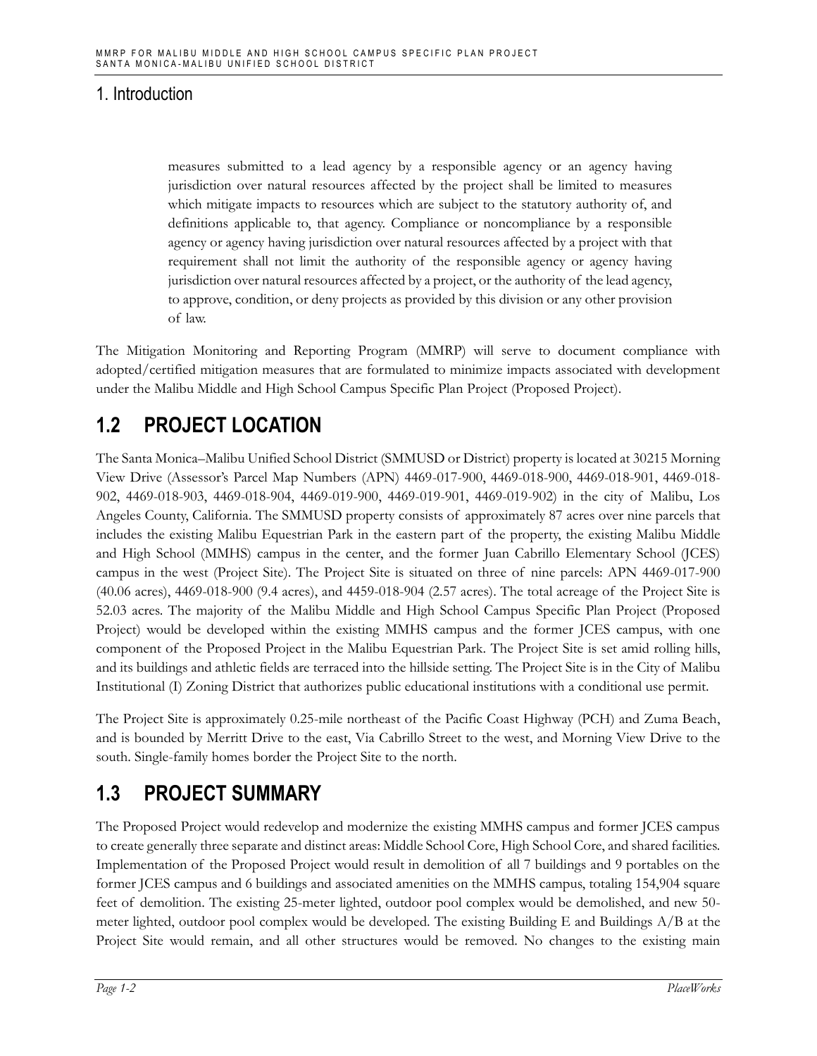measures submitted to a lead agency by a responsible agency or an agency having jurisdiction over natural resources affected by the project shall be limited to measures which mitigate impacts to resources which are subject to the statutory authority of, and definitions applicable to, that agency. Compliance or noncompliance by a responsible agency or agency having jurisdiction over natural resources affected by a project with that requirement shall not limit the authority of the responsible agency or agency having jurisdiction over natural resources affected by a project, or the authority of the lead agency, to approve, condition, or deny projects as provided by this division or any other provision of law.

The Mitigation Monitoring and Reporting Program (MMRP) will serve to document compliance with adopted/certified mitigation measures that are formulated to minimize impacts associated with development under the Malibu Middle and High School Campus Specific Plan Project (Proposed Project).

## 1.2 PROJECT LOCATION

The Santa Monica–Malibu Unified School District (SMMUSD or District) property is located at 30215 Morning View Drive (Assessor's Parcel Map Numbers (APN) 4469-017-900, 4469-018-900, 4469-018-901, 4469-018-902, 4469-018-903, 4469-018-904, 4469-019-900, 4469-019-901, 4469-019-902) in the city of Malibu, Los Angeles County, California. The SMMUSD property consists of approximately 87 acres over nine parcels that includes the existing Malibu Equestrian Park in the eastern part of the property, the existing Malibu Middle and High School (MMHS) campus in the center, and the former Juan Cabrillo Elementary School (JCES) campus in the west (Project Site). The Project Site is situated on three of nine parcels: APN 4469-017-900 (40.06 acres), 4469-018-900 (9.4 acres), and 4459-018-904 (2.57 acres). The total acreage of the Project Site is 52.03 acres. The majority of the Malibu Middle and High School Campus Specific Plan Project (Proposed Project) would be developed within the existing MMHS campus and the former JCES campus, with one component of the Proposed Project in the Malibu Equestrian Park. The Project Site is set amid rolling hills, and its buildings and athletic fields are terraced into the hillside setting. The Project Site is in the City of Malibu Institutional (I) Zoning District that authorizes public educational institutions with a conditional use permit.

The Project Site is approximately 0.25-mile northeast of the Pacific Coast Highway (PCH) and Zuma Beach, and is bounded by Merritt Drive to the east, Via Cabrillo Street to the west, and Morning View Drive to the south. Single-family homes border the Project Site to the north.

## 1.3 PROJECT SUMMARY

The Proposed Project would redevelop and modernize the existing MMHS campus and former JCES campus to create generally three separate and distinct areas: Middle School Core, High School Core, and shared facilities. Implementation of the Proposed Project would result in demolition of all 7 buildings and 9 portables on the former JCES campus and 6 buildings and associated amenities on the MMHS campus, totaling 154,904 square feet of demolition. The existing 25-meter lighted, outdoor pool complex would be demolished, and new 50-meter lighted, outdoor pool complex would be developed. The existing Building E and Buildings A/B at the Project Site would remain, and all other structures would be removed. No changes to the existing main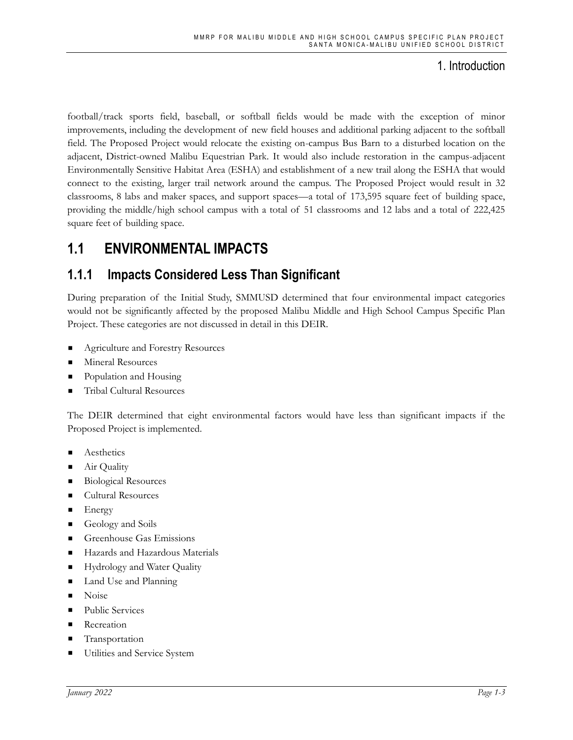football/track sports field, baseball, or softball fields would be made with the exception of minor improvements, including the development of new field houses and additional parking adjacent to the softball field. The Proposed Project would relocate the existing on-campus Bus Barn to a disturbed location on the adjacent, District-owned Malibu Equestrian Park. It would also include restoration in the campus-adjacent Environmentally Sensitive Habitat Area (ESHA) and establishment of a new trail along the ESHA that would connect to the existing, larger trail network around the campus. The Proposed Project would result in 32 classrooms, 8 labs and maker spaces, and support spaces—a total of 173,595 square feet of building space, providing the middle/high school campus with a total of 51 classrooms and 12 labs and a total of 222,425 square feet of building space.

## 1.1 ENVIRONMENTAL IMPACTS

### 1.1.1 Impacts Considered Less Than Significant

During preparation of the Initial Study, SMMUSD determined that four environmental impact categories would not be significantly affected by the proposed Malibu Middle and High School Campus Specific Plan Project. These categories are not discussed in detail in this DEIR.

- Agriculture and Forestry Resources
- Mineral Resources
- Population and Housing
- Tribal Cultural Resources

The DEIR determined that eight environmental factors would have less than significant impacts if the Proposed Project is implemented.

- Aesthetics
- Air Quality
- Biological Resources
- Cultural Resources
- Energy
- Geology and Soils
- Greenhouse Gas Emissions
- Hazards and Hazardous Materials
- Hydrology and Water Quality
- Land Use and Planning
- Noise
- Public Services
- Recreation
- Transportation
- Utilities and Service System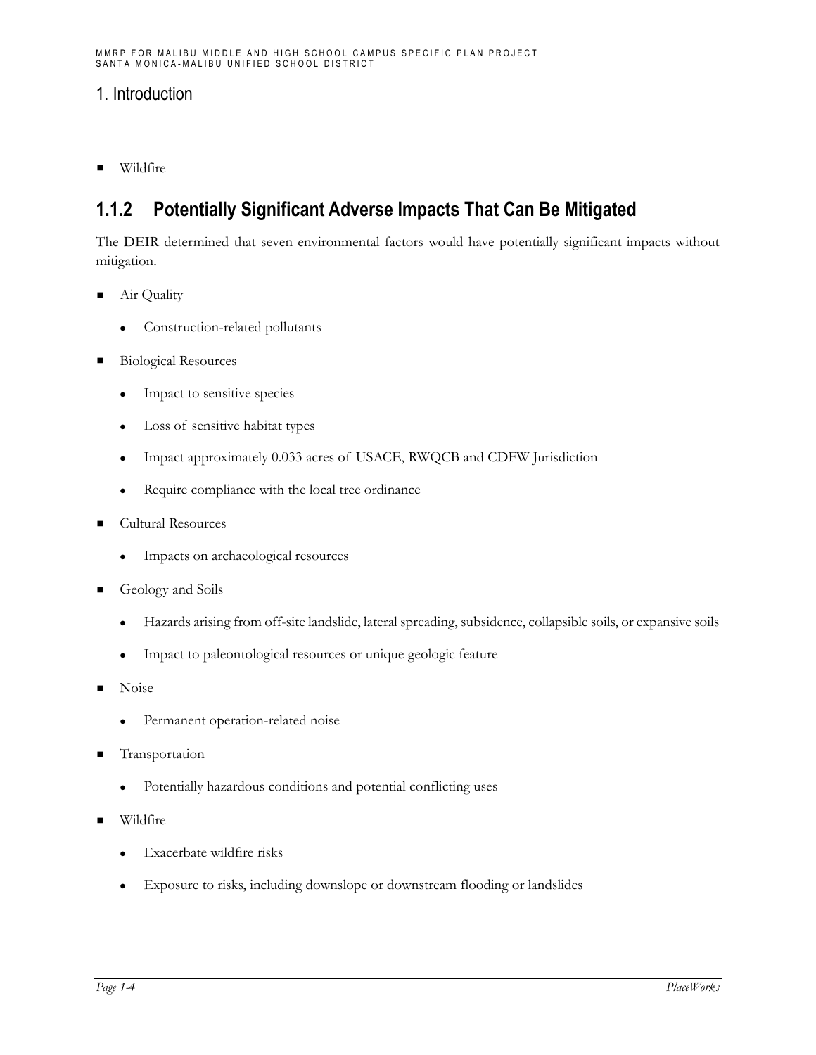- Wildfire

### 1.1.2 Potentially Significant Adverse Impacts That Can Be Mitigated

The DEIR determined that seven environmental factors would have potentially significant impacts without mitigation.

- Air Quality
  - Construction-related pollutants
- Biological Resources
  - Impact to sensitive species
  - Loss of sensitive habitat types
  - Impact approximately 0.033 acres of USACE, RWQCB and CDFW Jurisdiction
  - Require compliance with the local tree ordinance
- Cultural Resources
  - Impacts on archaeological resources
- Geology and Soils
  - Hazards arising from off-site landslide, lateral spreading, subsidence, collapsible soils, or expansive soils
  - Impact to paleontological resources or unique geologic feature
- Noise
  - Permanent operation-related noise
- Transportation
  - Potentially hazardous conditions and potential conflicting uses
- Wildfire
  - Exacerbate wildfire risks
  - Exposure to risks, including downslope or downstream flooding or landslides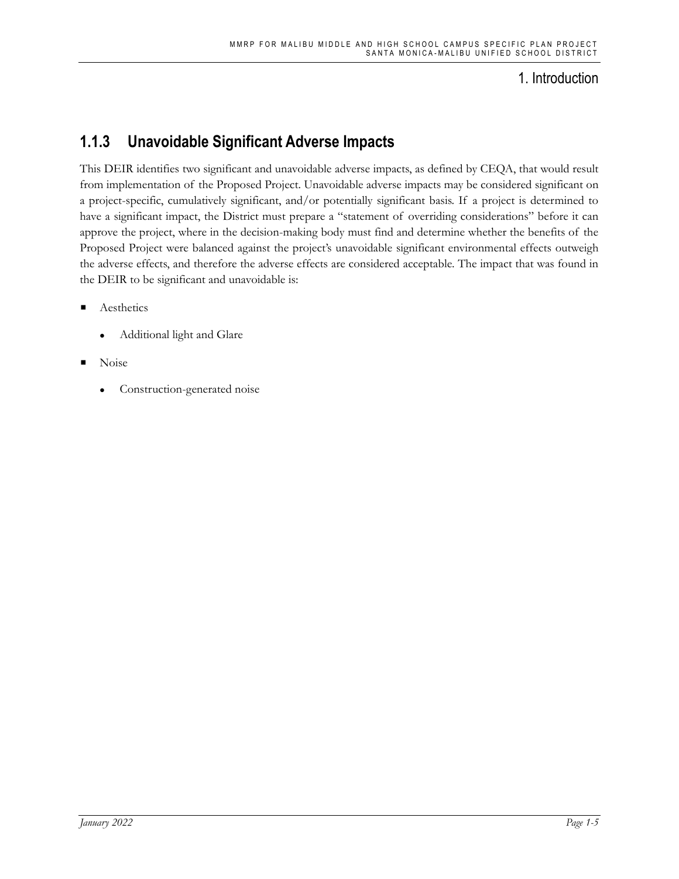### 1.1.3 Unavoidable Significant Adverse Impacts

This DEIR identifies two significant and unavoidable adverse impacts, as defined by CEQA, that would result from implementation of the Proposed Project. Unavoidable adverse impacts may be considered significant on a project-specific, cumulatively significant, and/or potentially significant basis. If a project is determined to have a significant impact, the District must prepare a "statement of overriding considerations" before it can approve the project, where in the decision-making body must find and determine whether the benefits of the Proposed Project were balanced against the project's unavoidable significant environmental effects outweigh the adverse effects, and therefore the adverse effects are considered acceptable. The impact that was found in the DEIR to be significant and unavoidable is:

- Aesthetics
  - Additional light and Glare
- Noise
  - Construction-generated noise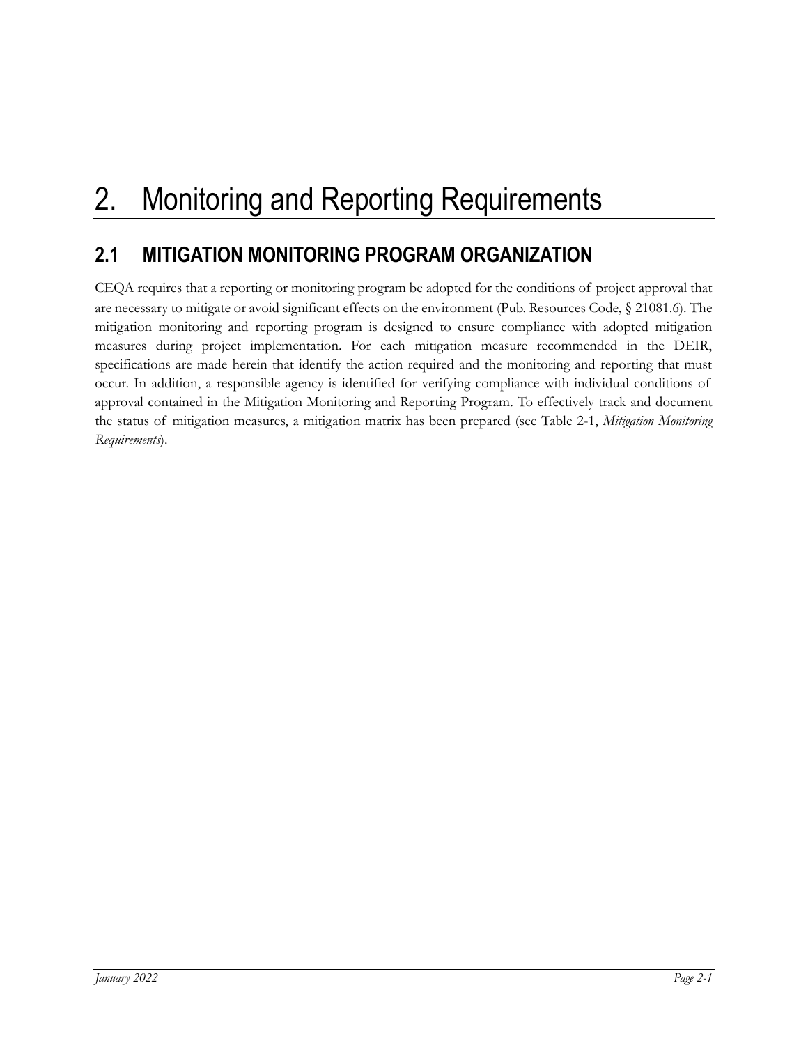# 2. Monitoring and Reporting Requirements

## 2.1 MITIGATION MONITORING PROGRAM ORGANIZATION

CEQA requires that a reporting or monitoring program be adopted for the conditions of project approval that are necessary to mitigate or avoid significant effects on the environment (Pub. Resources Code, § 21081.6). The mitigation monitoring and reporting program is designed to ensure compliance with adopted mitigation measures during project implementation. For each mitigation measure recommended in the DEIR, specifications are made herein that identify the action required and the monitoring and reporting that must occur. In addition, a responsible agency is identified for verifying compliance with individual conditions of approval contained in the Mitigation Monitoring and Reporting Program. To effectively track and document the status of mitigation measures, a mitigation matrix has been prepared (see Table 2-1, *Mitigation Monitoring Requirements*).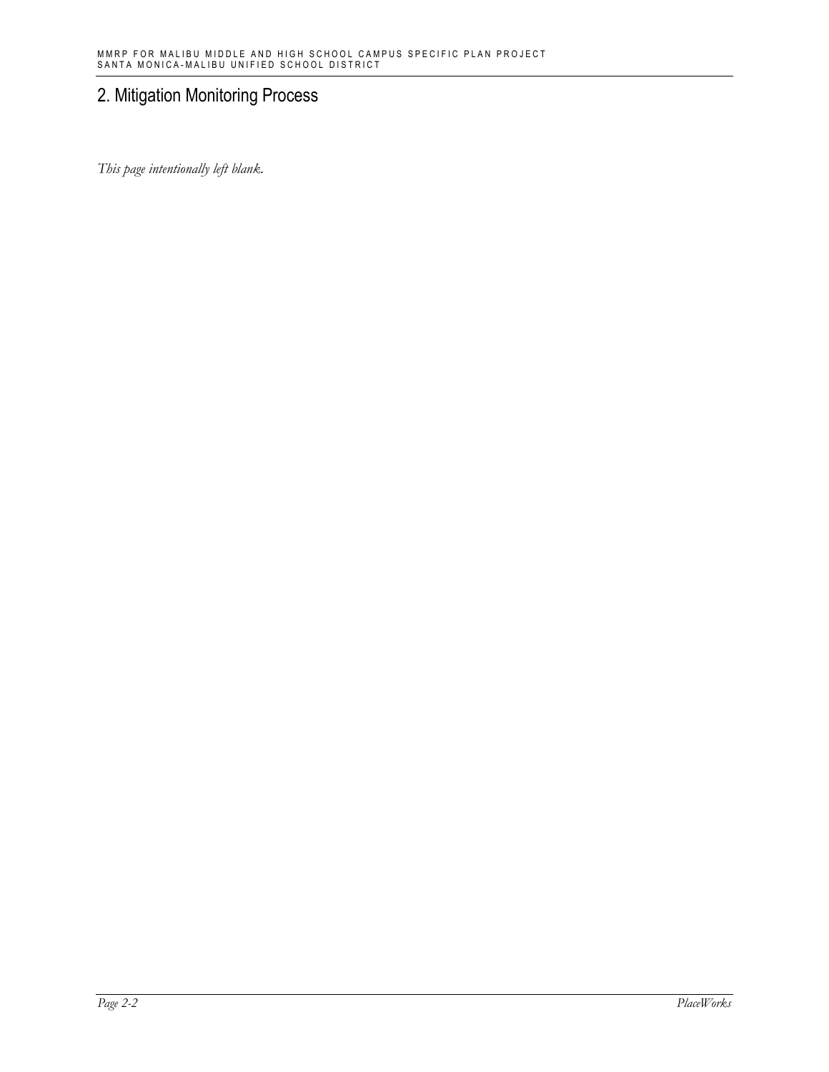# 2. Mitigation Monitoring Process

*This page intentionally left blank.*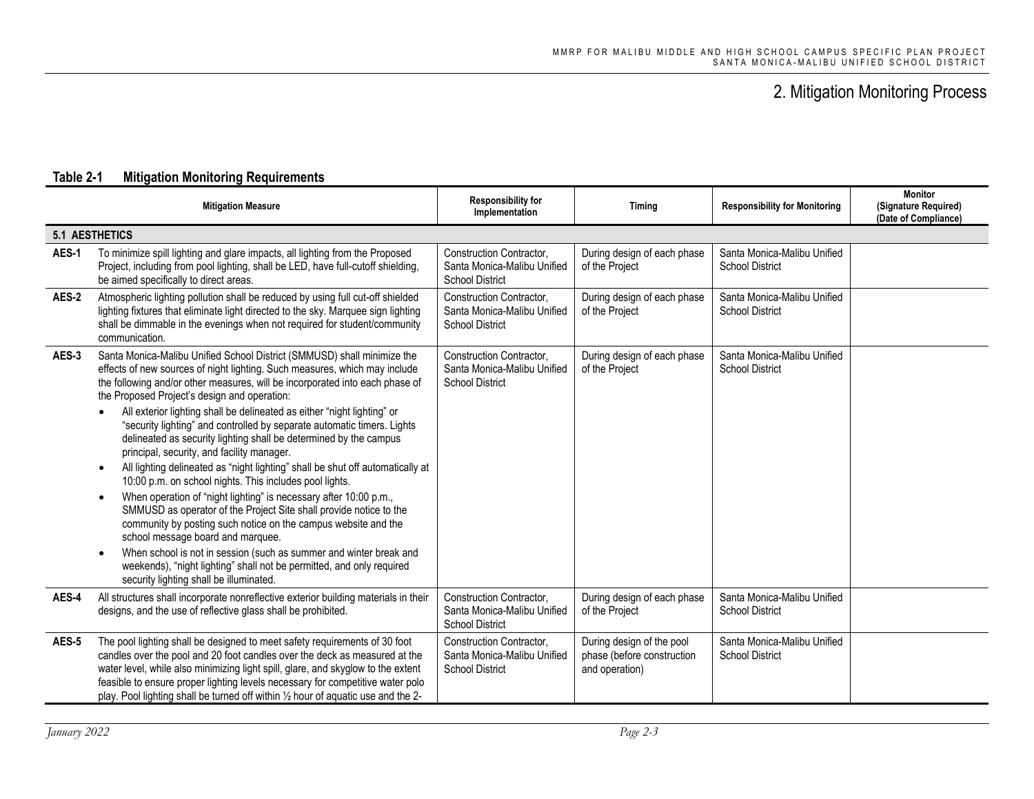# 2. Mitigation Monitoring Process

**Table 2-1 Mitigation Monitoring Requirements**

| | Mitigation Measure | Responsibility for Implementation | Timing | Responsibility for Monitoring | Monitor (Signature Required) (Date of Compliance) |
|---|---|---|---|---|---|
| **5.1 AESTHETICS** | | | | | |
| **AES-1** | To minimize spill lighting and glare impacts, all lighting from the Proposed Project, including from pool lighting, shall be LED, have full-cutoff shielding, be aimed specifically to direct areas. | Construction Contractor, Santa Monica-Malibu Unified School District | During design of each phase of the Project | Santa Monica-Malibu Unified School District | |
| **AES-2** | Atmospheric lighting pollution shall be reduced by using full cut-off shielded lighting fixtures that eliminate light directed to the sky. Marquee sign lighting shall be dimmable in the evenings when not required for student/community communication. | Construction Contractor, Santa Monica-Malibu Unified School District | During design of each phase of the Project | Santa Monica-Malibu Unified School District | |
| **AES-3** | Santa Monica-Malibu Unified School District (SMMUSD) shall minimize the effects of new sources of night lighting. Such measures, which may include the following and/or other measures, will be incorporated into each phase of the Proposed Project's design and operation:<br>• All exterior lighting shall be delineated as either "night lighting" or "security lighting" and controlled by separate automatic timers. Lights delineated as security lighting shall be determined by the campus principal, security, and facility manager.<br>• All lighting delineated as "night lighting" shall be shut off automatically at 10:00 p.m. on school nights. This includes pool lights.<br>• When operation of "night lighting" is necessary after 10:00 p.m., SMMUSD as operator of the Project Site shall provide notice to the community by posting such notice on the campus website and the school message board and marquee.<br>• When school is not in session (such as summer and winter break and weekends), "night lighting" shall not be permitted, and only required security lighting shall be illuminated. | Construction Contractor, Santa Monica-Malibu Unified School District | During design of each phase of the Project | Santa Monica-Malibu Unified School District | |
| **AES-4** | All structures shall incorporate nonreflective exterior building materials in their designs, and the use of reflective glass shall be prohibited. | Construction Contractor, Santa Monica-Malibu Unified School District | During design of each phase of the Project | Santa Monica-Malibu Unified School District | |
| **AES-5** | The pool lighting shall be designed to meet safety requirements of 30 foot candles over the pool and 20 foot candles over the deck as measured at the water level, while also minimizing light spill, glare, and skyglow to the extent feasible to ensure proper lighting levels necessary for competitive water polo play. Pool lighting shall be turned off within ½ hour of aquatic use and the 2- | Construction Contractor, Santa Monica-Malibu Unified School District | During design of the pool phase (before construction and operation) | Santa Monica-Malibu Unified School District | |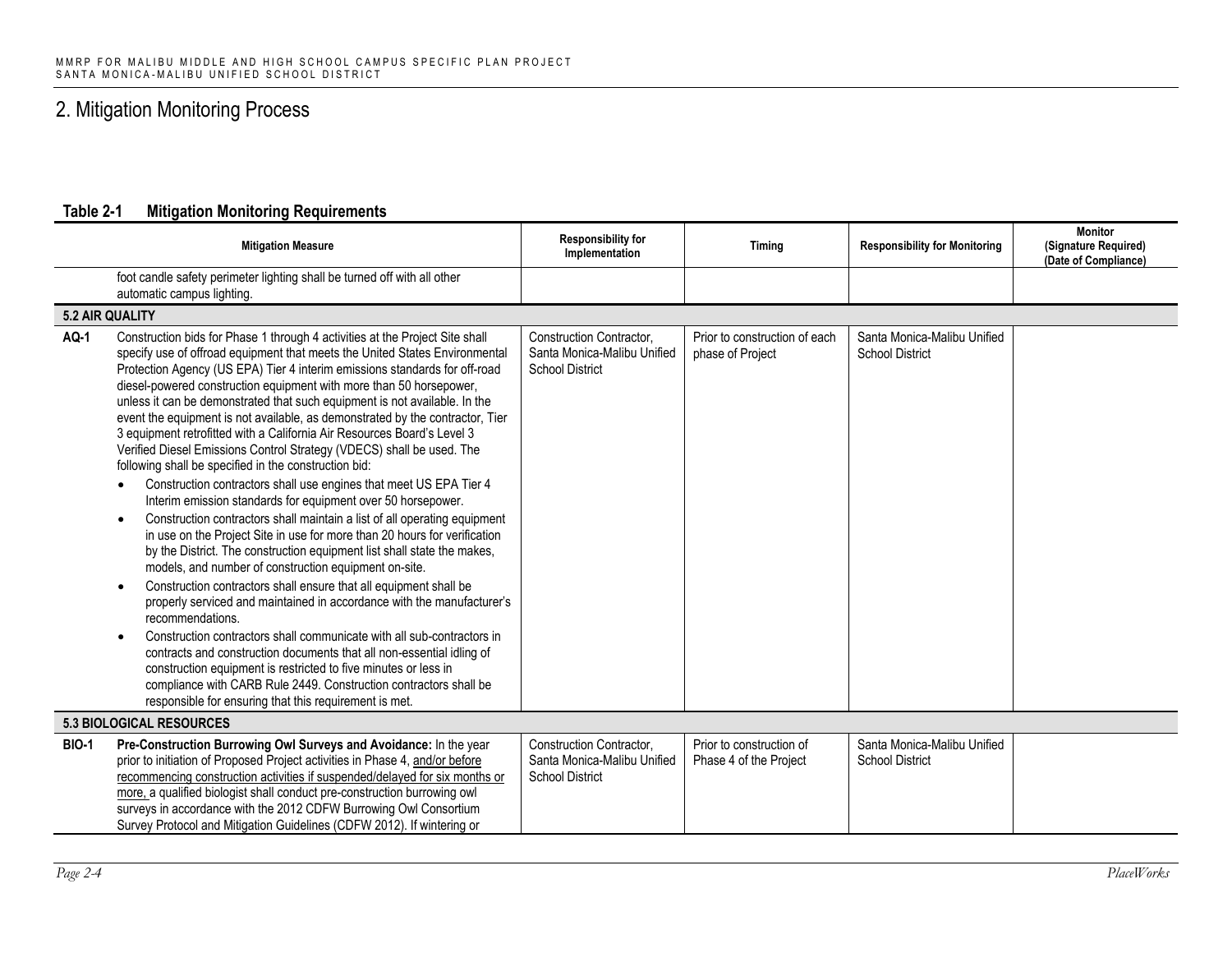# 2. Mitigation Monitoring Process

**Table 2-1 Mitigation Monitoring Requirements**

| | Mitigation Measure | Responsibility for Implementation | Timing | Responsibility for Monitoring | Monitor (Signature Required) (Date of Compliance) |
|---|---|---|---|---|---|
| | foot candle safety perimeter lighting shall be turned off with all other automatic campus lighting. | | | | |
| **5.2 AIR QUALITY** | | | | | |
| **AQ-1** | Construction bids for Phase 1 through 4 activities at the Project Site shall specify use of offroad equipment that meets the United States Environmental Protection Agency (US EPA) Tier 4 interim emissions standards for off-road diesel-powered construction equipment with more than 50 horsepower, unless it can be demonstrated that such equipment is not available. In the event the equipment is not available, as demonstrated by the contractor, Tier 3 equipment retrofitted with a California Air Resources Board's Level 3 Verified Diesel Emissions Control Strategy (VDECS) shall be used. The following shall be specified in the construction bid:<br>• Construction contractors shall use engines that meet US EPA Tier 4 Interim emission standards for equipment over 50 horsepower.<br>• Construction contractors shall maintain a list of all operating equipment in use on the Project Site in use for more than 20 hours for verification by the District. The construction equipment list shall state the makes, models, and number of construction equipment on-site.<br>• Construction contractors shall ensure that all equipment shall be properly serviced and maintained in accordance with the manufacturer's recommendations.<br>• Construction contractors shall communicate with all sub-contractors in contracts and construction documents that all non-essential idling of construction equipment is restricted to five minutes or less in compliance with CARB Rule 2449. Construction contractors shall be responsible for ensuring that this requirement is met. | Construction Contractor, Santa Monica-Malibu Unified School District | Prior to construction of each phase of Project | Santa Monica-Malibu Unified School District | |
| **5.3 BIOLOGICAL RESOURCES** | | | | | |
| **BIO-1** | **Pre-Construction Burrowing Owl Surveys and Avoidance:** In the year prior to initiation of Proposed Project activities in Phase 4, and/or before recommencing construction activities if suspended/delayed for six months or more, a qualified biologist shall conduct pre-construction burrowing owl surveys in accordance with the 2012 CDFW Burrowing Owl Consortium Survey Protocol and Mitigation Guidelines (CDFW 2012). If wintering or | Construction Contractor, Santa Monica-Malibu Unified School District | Prior to construction of Phase 4 of the Project | Santa Monica-Malibu Unified School District | |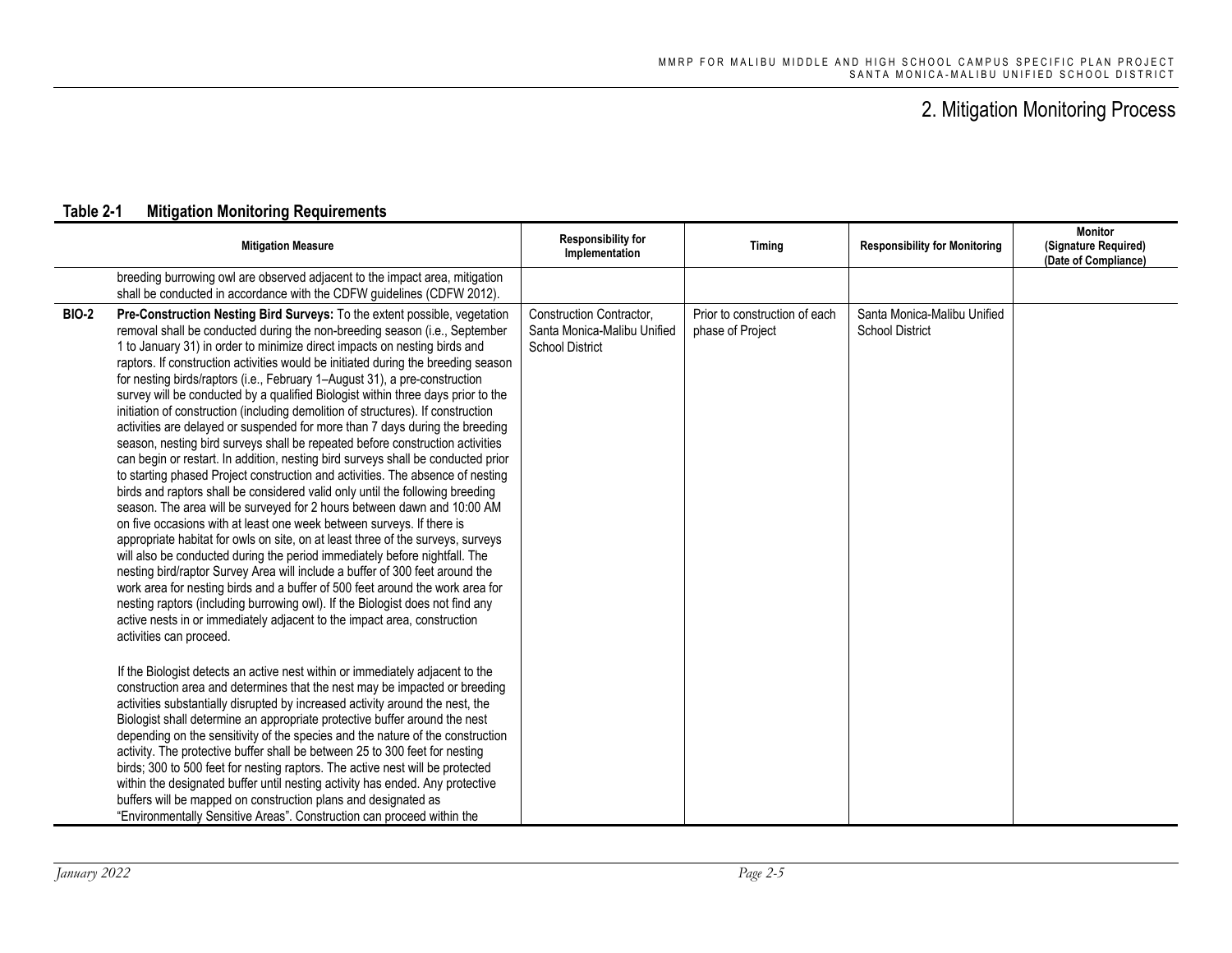## 2. Mitigation Monitoring Process

**Table 2-1 Mitigation Monitoring Requirements**

| | Mitigation Measure | Responsibility for Implementation | Timing | Responsibility for Monitoring | Monitor (Signature Required) (Date of Compliance) |
|---|---|---|---|---|---|
| | breeding burrowing owl are observed adjacent to the impact area, mitigation shall be conducted in accordance with the CDFW guidelines (CDFW 2012). | | | | |
| **BIO-2** | **Pre-Construction Nesting Bird Surveys:** To the extent possible, vegetation removal shall be conducted during the non-breeding season (i.e., September 1 to January 31) in order to minimize direct impacts on nesting birds and raptors. If construction activities would be initiated during the breeding season for nesting birds/raptors (i.e., February 1–August 31), a pre-construction survey will be conducted by a qualified Biologist within three days prior to the initiation of construction (including demolition of structures). If construction activities are delayed or suspended for more than 7 days during the breeding season, nesting bird surveys shall be repeated before construction activities can begin or restart. In addition, nesting bird surveys shall be conducted prior to starting phased Project construction and activities. The absence of nesting birds and raptors shall be considered valid only until the following breeding season. The area will be surveyed for 2 hours between dawn and 10:00 AM on five occasions with at least one week between surveys. If there is appropriate habitat for owls on site, on at least three of the surveys, surveys will also be conducted during the period immediately before nightfall. The nesting bird/raptor Survey Area will include a buffer of 300 feet around the work area for nesting birds and a buffer of 500 feet around the work area for nesting raptors (including burrowing owl). If the Biologist does not find any active nests in or immediately adjacent to the impact area, construction activities can proceed.<br><br>If the Biologist detects an active nest within or immediately adjacent to the construction area and determines that the nest may be impacted or breeding activities substantially disrupted by increased activity around the nest, the Biologist shall determine an appropriate protective buffer around the nest depending on the sensitivity of the species and the nature of the construction activity. The protective buffer shall be between 25 to 300 feet for nesting birds; 300 to 500 feet for nesting raptors. The active nest will be protected within the designated buffer until nesting activity has ended. Any protective buffers will be mapped on construction plans and designated as "Environmentally Sensitive Areas". Construction can proceed within the | Construction Contractor, Santa Monica-Malibu Unified School District | Prior to construction of each phase of Project | Santa Monica-Malibu Unified School District | |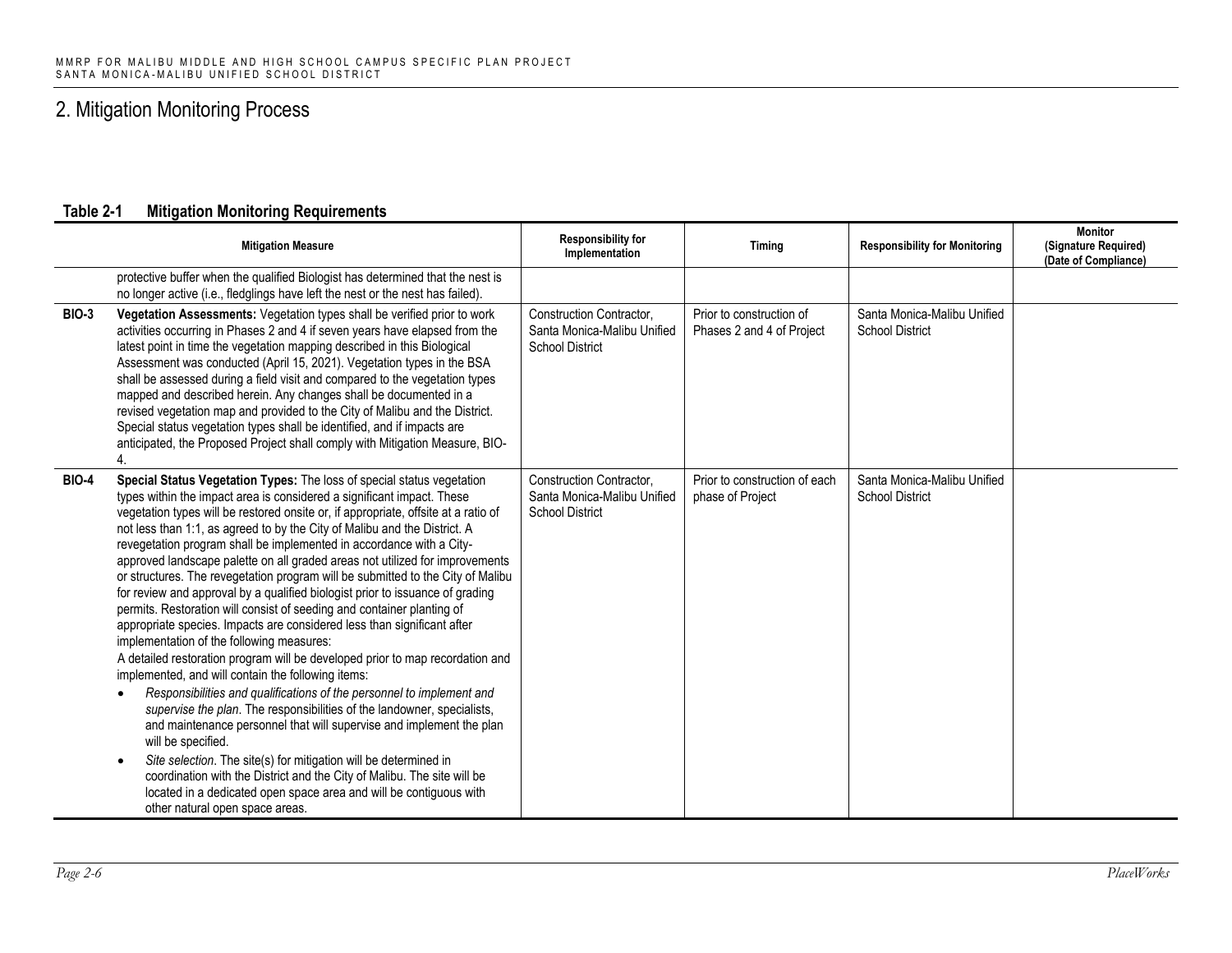# 2. Mitigation Monitoring Process

**Table 2-1 Mitigation Monitoring Requirements**

| | Mitigation Measure | Responsibility for Implementation | Timing | Responsibility for Monitoring | Monitor (Signature Required) (Date of Compliance) |
|---|---|---|---|---|---|
| | protective buffer when the qualified Biologist has determined that the nest is no longer active (i.e., fledglings have left the nest or the nest has failed). | | | | |
| **BIO-3** | **Vegetation Assessments:** Vegetation types shall be verified prior to work activities occurring in Phases 2 and 4 if seven years have elapsed from the latest point in time the vegetation mapping described in this Biological Assessment was conducted (April 15, 2021). Vegetation types in the BSA shall be assessed during a field visit and compared to the vegetation types mapped and described herein. Any changes shall be documented in a revised vegetation map and provided to the City of Malibu and the District. Special status vegetation types shall be identified, and if impacts are anticipated, the Proposed Project shall comply with Mitigation Measure, BIO-4. | Construction Contractor, Santa Monica-Malibu Unified School District | Prior to construction of Phases 2 and 4 of Project | Santa Monica-Malibu Unified School District | |
| **BIO-4** | **Special Status Vegetation Types:** The loss of special status vegetation types within the impact area is considered a significant impact. These vegetation types will be restored onsite or, if appropriate, offsite at a ratio of not less than 1:1, as agreed to by the City of Malibu and the District. A revegetation program shall be implemented in accordance with a City-approved landscape palette on all graded areas not utilized for improvements or structures. The revegetation program will be submitted to the City of Malibu for review and approval by a qualified biologist prior to issuance of grading permits. Restoration will consist of seeding and container planting of appropriate species. Impacts are considered less than significant after implementation of the following measures:<br>A detailed restoration program will be developed prior to map recordation and implemented, and will contain the following items:<br>• *Responsibilities and qualifications of the personnel to implement and supervise the plan*. The responsibilities of the landowner, specialists, and maintenance personnel that will supervise and implement the plan will be specified.<br>• *Site selection*. The site(s) for mitigation will be determined in coordination with the District and the City of Malibu. The site will be located in a dedicated open space area and will be contiguous with other natural open space areas. | Construction Contractor, Santa Monica-Malibu Unified School District | Prior to construction of each phase of Project | Santa Monica-Malibu Unified School District | |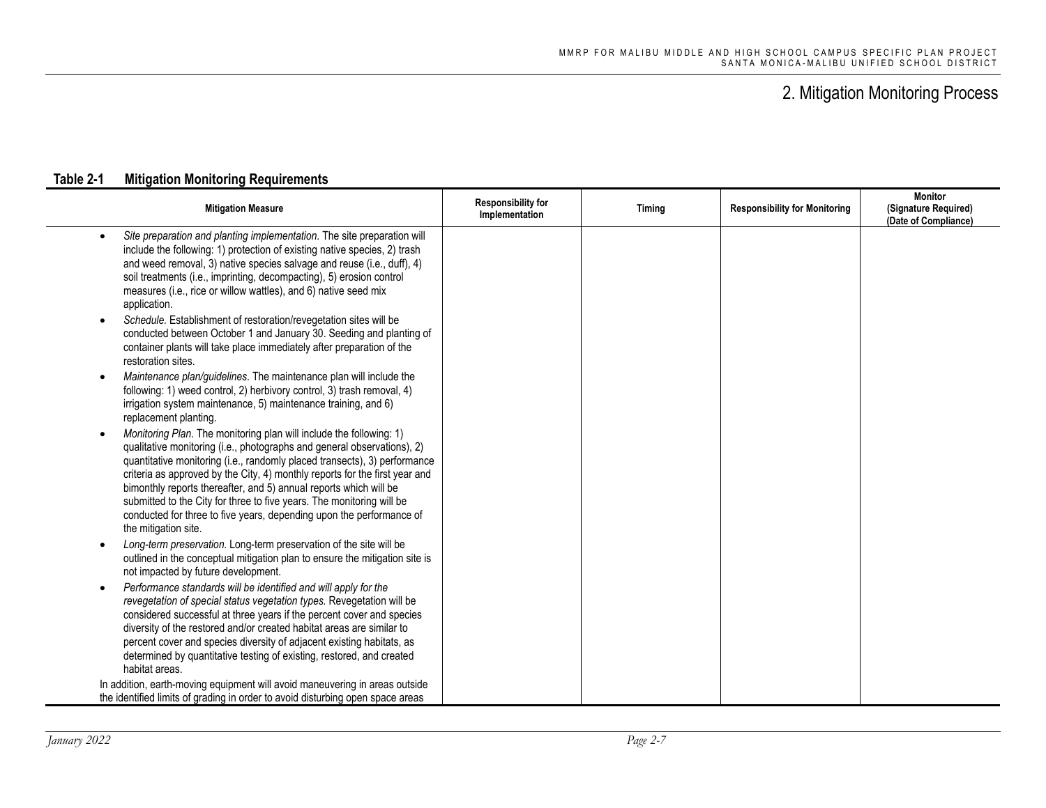# 2. Mitigation Monitoring Process

**Table 2-1 Mitigation Monitoring Requirements**

| Mitigation Measure | Responsibility for Implementation | Timing | Responsibility for Monitoring | Monitor (Signature Required) (Date of Compliance) |
|---|---|---|---|---|
| • *Site preparation and planting implementation*. The site preparation will include the following: 1) protection of existing native species, 2) trash and weed removal, 3) native species salvage and reuse (i.e., duff), 4) soil treatments (i.e., imprinting, decompacting), 5) erosion control measures (i.e., rice or willow wattles), and 6) native seed mix application.<br>• *Schedule*. Establishment of restoration/revegetation sites will be conducted between October 1 and January 30. Seeding and planting of container plants will take place immediately after preparation of the restoration sites.<br>• *Maintenance plan/guidelines*. The maintenance plan will include the following: 1) weed control, 2) herbivory control, 3) trash removal, 4) irrigation system maintenance, 5) maintenance training, and 6) replacement planting.<br>• *Monitoring Plan*. The monitoring plan will include the following: 1) qualitative monitoring (i.e., photographs and general observations), 2) quantitative monitoring (i.e., randomly placed transects), 3) performance criteria as approved by the City, 4) monthly reports for the first year and bimonthly reports thereafter, and 5) annual reports which will be submitted to the City for three to five years. The monitoring will be conducted for three to five years, depending upon the performance of the mitigation site.<br>• *Long-term preservation*. Long-term preservation of the site will be outlined in the conceptual mitigation plan to ensure the mitigation site is not impacted by future development.<br>• *Performance standards will be identified and will apply for the revegetation of special status vegetation types*. Revegetation will be considered successful at three years if the percent cover and species diversity of the restored and/or created habitat areas are similar to percent cover and species diversity of adjacent existing habitats, as determined by quantitative testing of existing, restored, and created habitat areas.<br>In addition, earth-moving equipment will avoid maneuvering in areas outside the identified limits of grading in order to avoid disturbing open space areas | | | | |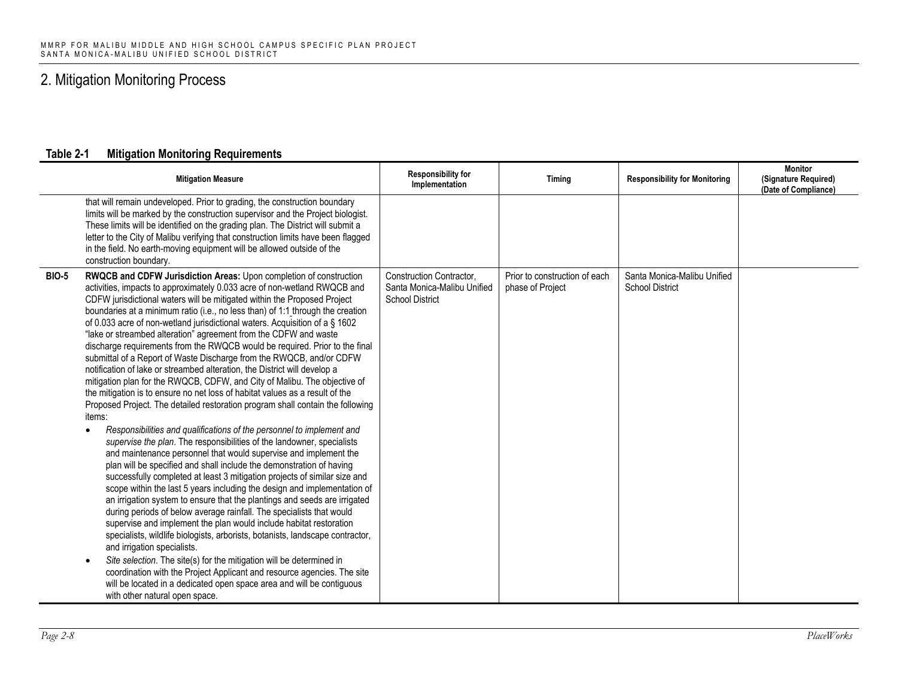# 2. Mitigation Monitoring Process

**Table 2-1 Mitigation Monitoring Requirements**

| | Mitigation Measure | Responsibility for Implementation | Timing | Responsibility for Monitoring | Monitor (Signature Required) (Date of Compliance) |
|---|---|---|---|---|---|
| | that will remain undeveloped. Prior to grading, the construction boundary limits will be marked by the construction supervisor and the Project biologist. These limits will be identified on the grading plan. The District will submit a letter to the City of Malibu verifying that construction limits have been flagged in the field. No earth-moving equipment will be allowed outside of the construction boundary. | | | | |
| **BIO-5** | **RWQCB and CDFW Jurisdiction Areas:** Upon completion of construction activities, impacts to approximately 0.033 acre of non-wetland RWQCB and CDFW jurisdictional waters will be mitigated within the Proposed Project boundaries at a minimum ratio (i.e., no less than) of 1:1 through the creation of 0.033 acre of non-wetland jurisdictional waters. Acquisition of a § 1602 "lake or streambed alteration" agreement from the CDFW and waste discharge requirements from the RWQCB would be required. Prior to the final submittal of a Report of Waste Discharge from the RWQCB, and/or CDFW notification of lake or streambed alteration, the District will develop a mitigation plan for the RWQCB, CDFW, and City of Malibu. The objective of the mitigation is to ensure no net loss of habitat values as a result of the Proposed Project. The detailed restoration program shall contain the following items:<br>• *Responsibilities and qualifications of the personnel to implement and supervise the plan*. The responsibilities of the landowner, specialists and maintenance personnel that would supervise and implement the plan will be specified and shall include the demonstration of having successfully completed at least 3 mitigation projects of similar size and scope within the last 5 years including the design and implementation of an irrigation system to ensure that the plantings and seeds are irrigated during periods of below average rainfall. The specialists that would supervise and implement the plan would include habitat restoration specialists, wildlife biologists, arborists, botanists, landscape contractor, and irrigation specialists.<br>• *Site selection*. The site(s) for the mitigation will be determined in coordination with the Project Applicant and resource agencies. The site will be located in a dedicated open space area and will be contiguous with other natural open space. | Construction Contractor, Santa Monica-Malibu Unified School District | Prior to construction of each phase of Project | Santa Monica-Malibu Unified School District | |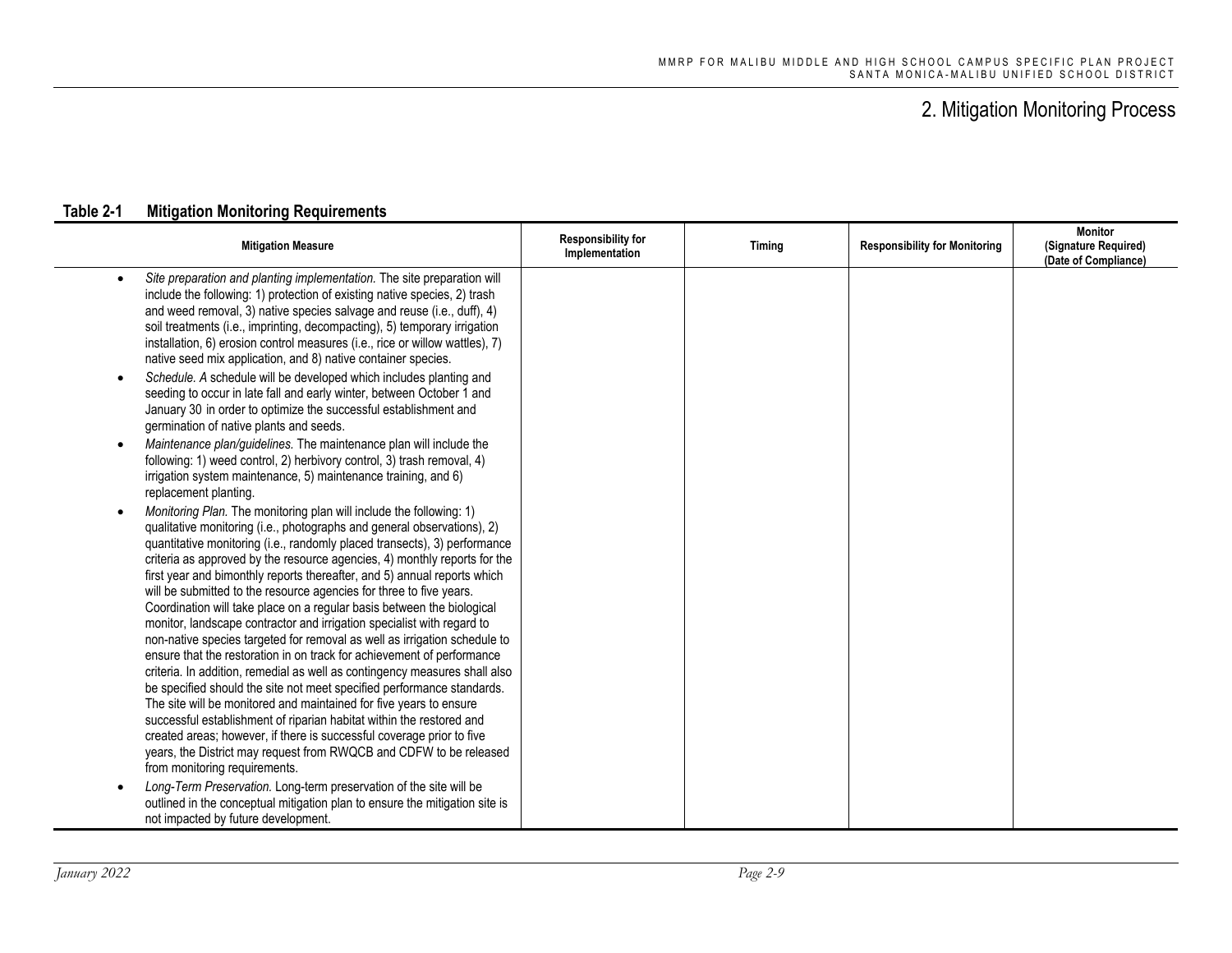# 2. Mitigation Monitoring Process

**Table 2-1 Mitigation Monitoring Requirements**

| Mitigation Measure | Responsibility for Implementation | Timing | Responsibility for Monitoring | Monitor (Signature Required) (Date of Compliance) |
|---|---|---|---|---|
| • *Site preparation and planting implementation.* The site preparation will include the following: 1) protection of existing native species, 2) trash and weed removal, 3) native species salvage and reuse (i.e., duff), 4) soil treatments (i.e., imprinting, decompacting), 5) temporary irrigation installation, 6) erosion control measures (i.e., rice or willow wattles), 7) native seed mix application, and 8) native container species.<br>• *Schedule. A* schedule will be developed which includes planting and seeding to occur in late fall and early winter, between October 1 and January 30 in order to optimize the successful establishment and germination of native plants and seeds.<br>• *Maintenance plan/guidelines.* The maintenance plan will include the following: 1) weed control, 2) herbivory control, 3) trash removal, 4) irrigation system maintenance, 5) maintenance training, and 6) replacement planting.<br>• *Monitoring Plan.* The monitoring plan will include the following: 1) qualitative monitoring (i.e., photographs and general observations), 2) quantitative monitoring (i.e., randomly placed transects), 3) performance criteria as approved by the resource agencies, 4) monthly reports for the first year and bimonthly reports thereafter, and 5) annual reports which will be submitted to the resource agencies for three to five years. Coordination will take place on a regular basis between the biological monitor, landscape contractor and irrigation specialist with regard to non-native species targeted for removal as well as irrigation schedule to ensure that the restoration in on track for achievement of performance criteria. In addition, remedial as well as contingency measures shall also be specified should the site not meet specified performance standards. The site will be monitored and maintained for five years to ensure successful establishment of riparian habitat within the restored and created areas; however, if there is successful coverage prior to five years, the District may request from RWQCB and CDFW to be released from monitoring requirements.<br>• *Long-Term Preservation.* Long-term preservation of the site will be outlined in the conceptual mitigation plan to ensure the mitigation site is not impacted by future development. | | | | |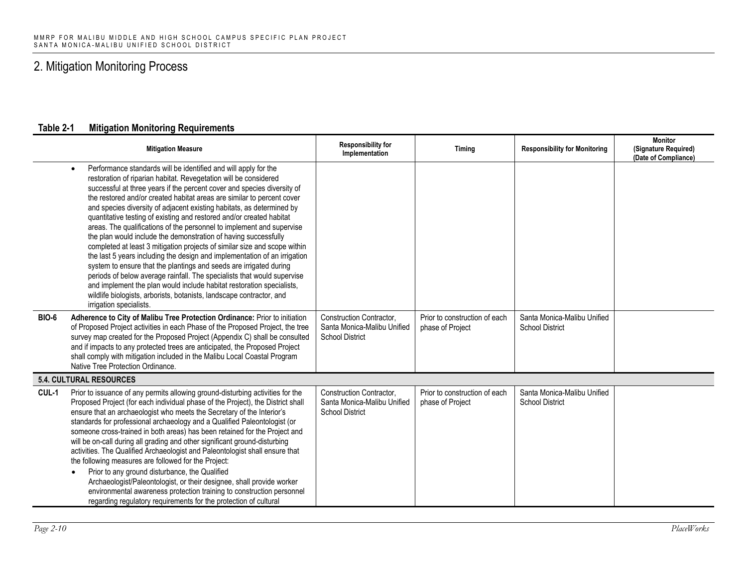# 2. Mitigation Monitoring Process

**Table 2-1 Mitigation Monitoring Requirements**

| | Mitigation Measure | Responsibility for Implementation | Timing | Responsibility for Monitoring | Monitor (Signature Required) (Date of Compliance) |
|---|---|---|---|---|---|
| | • Performance standards will be identified and will apply for the restoration of riparian habitat. Revegetation will be considered successful at three years if the percent cover and species diversity of the restored and/or created habitat areas are similar to percent cover and species diversity of adjacent existing habitats, as determined by quantitative testing of existing and restored and/or created habitat areas. The qualifications of the personnel to implement and supervise the plan would include the demonstration of having successfully completed at least 3 mitigation projects of similar size and scope within the last 5 years including the design and implementation of an irrigation system to ensure that the plantings and seeds are irrigated during periods of below average rainfall. The specialists that would supervise and implement the plan would include habitat restoration specialists, wildlife biologists, arborists, botanists, landscape contractor, and irrigation specialists. | | | | |
| **BIO-6** | **Adherence to City of Malibu Tree Protection Ordinance:** Prior to initiation of Proposed Project activities in each Phase of the Proposed Project, the tree survey map created for the Proposed Project (Appendix C) shall be consulted and if impacts to any protected trees are anticipated, the Proposed Project shall comply with mitigation included in the Malibu Local Coastal Program Native Tree Protection Ordinance. | Construction Contractor, Santa Monica-Malibu Unified School District | Prior to construction of each phase of Project | Santa Monica-Malibu Unified School District | |
| **5.4. CULTURAL RESOURCES** | | | | | |
| **CUL-1** | Prior to issuance of any permits allowing ground-disturbing activities for the Proposed Project (for each individual phase of the Project), the District shall ensure that an archaeologist who meets the Secretary of the Interior's standards for professional archaeology and a Qualified Paleontologist (or someone cross-trained in both areas) has been retained for the Project and will be on-call during all grading and other significant ground-disturbing activities. The Qualified Archaeologist and Paleontologist shall ensure that the following measures are followed for the Project:<br>• Prior to any ground disturbance, the Qualified Archaeologist/Paleontologist, or their designee, shall provide worker environmental awareness protection training to construction personnel regarding regulatory requirements for the protection of cultural | Construction Contractor, Santa Monica-Malibu Unified School District | Prior to construction of each phase of Project | Santa Monica-Malibu Unified School District | |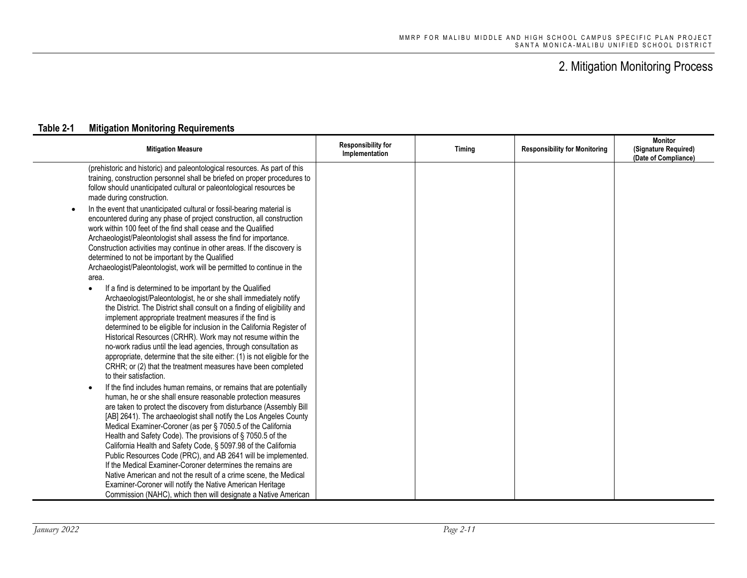# 2. Mitigation Monitoring Process

**Table 2-1 Mitigation Monitoring Requirements**

| Mitigation Measure | Responsibility for Implementation | Timing | Responsibility for Monitoring | Monitor (Signature Required) (Date of Compliance) |
|---|---|---|---|---|
| (prehistoric and historic) and paleontological resources. As part of this training, construction personnel shall be briefed on proper procedures to follow should unanticipated cultural or paleontological resources be made during construction.<br>• In the event that unanticipated cultural or fossil-bearing material is encountered during any phase of project construction, all construction work within 100 feet of the find shall cease and the Qualified Archaeologist/Paleontologist shall assess the find for importance. Construction activities may continue in other areas. If the discovery is determined to not be important by the Qualified Archaeologist/Paleontologist, work will be permitted to continue in the area.<br>  ◦ If a find is determined to be important by the Qualified Archaeologist/Paleontologist, he or she shall immediately notify the District. The District shall consult on a finding of eligibility and implement appropriate treatment measures if the find is determined to be eligible for inclusion in the California Register of Historical Resources (CRHR). Work may not resume within the no-work radius until the lead agencies, through consultation as appropriate, determine that the site either: (1) is not eligible for the CRHR; or (2) that the treatment measures have been completed to their satisfaction.<br>  ◦ If the find includes human remains, or remains that are potentially human, he or she shall ensure reasonable protection measures are taken to protect the discovery from disturbance (Assembly Bill [AB] 2641). The archaeologist shall notify the Los Angeles County Medical Examiner-Coroner (as per § 7050.5 of the California Health and Safety Code). The provisions of § 7050.5 of the California Health and Safety Code, § 5097.98 of the California Public Resources Code (PRC), and AB 2641 will be implemented. If the Medical Examiner-Coroner determines the remains are Native American and not the result of a crime scene, the Medical Examiner-Coroner will notify the Native American Heritage Commission (NAHC), which then will designate a Native American | | | | |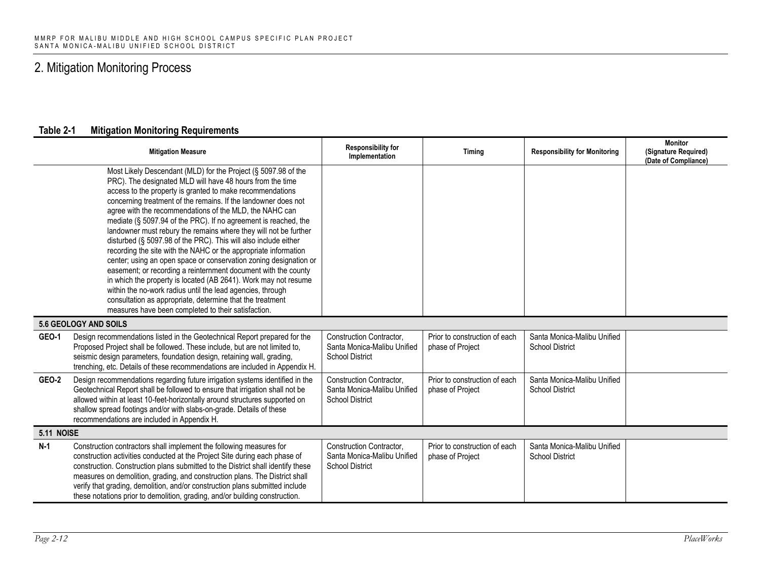## 2. Mitigation Monitoring Process

**Table 2-1 Mitigation Monitoring Requirements**

| | Mitigation Measure | Responsibility for Implementation | Timing | Responsibility for Monitoring | Monitor (Signature Required) (Date of Compliance) |
|---|---|---|---|---|---|
| | Most Likely Descendant (MLD) for the Project (§ 5097.98 of the PRC). The designated MLD will have 48 hours from the time access to the property is granted to make recommendations concerning treatment of the remains. If the landowner does not agree with the recommendations of the MLD, the NAHC can mediate (§ 5097.94 of the PRC). If no agreement is reached, the landowner must rebury the remains where they will not be further disturbed (§ 5097.98 of the PRC). This will also include either recording the site with the NAHC or the appropriate information center; using an open space or conservation zoning designation or easement; or recording a reinternment document with the county in which the property is located (AB 2641). Work may not resume within the no-work radius until the lead agencies, through consultation as appropriate, determine that the treatment measures have been completed to their satisfaction. | | | | |
| **5.6 GEOLOGY AND SOILS** | | | | | |
| **GEO-1** | Design recommendations listed in the Geotechnical Report prepared for the Proposed Project shall be followed. These include, but are not limited to, seismic design parameters, foundation design, retaining wall, grading, trenching, etc. Details of these recommendations are included in Appendix H. | Construction Contractor, Santa Monica-Malibu Unified School District | Prior to construction of each phase of Project | Santa Monica-Malibu Unified School District | |
| **GEO-2** | Design recommendations regarding future irrigation systems identified in the Geotechnical Report shall be followed to ensure that irrigation shall not be allowed within at least 10-feet-horizontally around structures supported on shallow spread footings and/or with slabs-on-grade. Details of these recommendations are included in Appendix H. | Construction Contractor, Santa Monica-Malibu Unified School District | Prior to construction of each phase of Project | Santa Monica-Malibu Unified School District | |
| **5.11 NOISE** | | | | | |
| **N-1** | Construction contractors shall implement the following measures for construction activities conducted at the Project Site during each phase of construction. Construction plans submitted to the District shall identify these measures on demolition, grading, and construction plans. The District shall verify that grading, demolition, and/or construction plans submitted include these notations prior to demolition, grading, and/or building construction. | Construction Contractor, Santa Monica-Malibu Unified School District | Prior to construction of each phase of Project | Santa Monica-Malibu Unified School District | |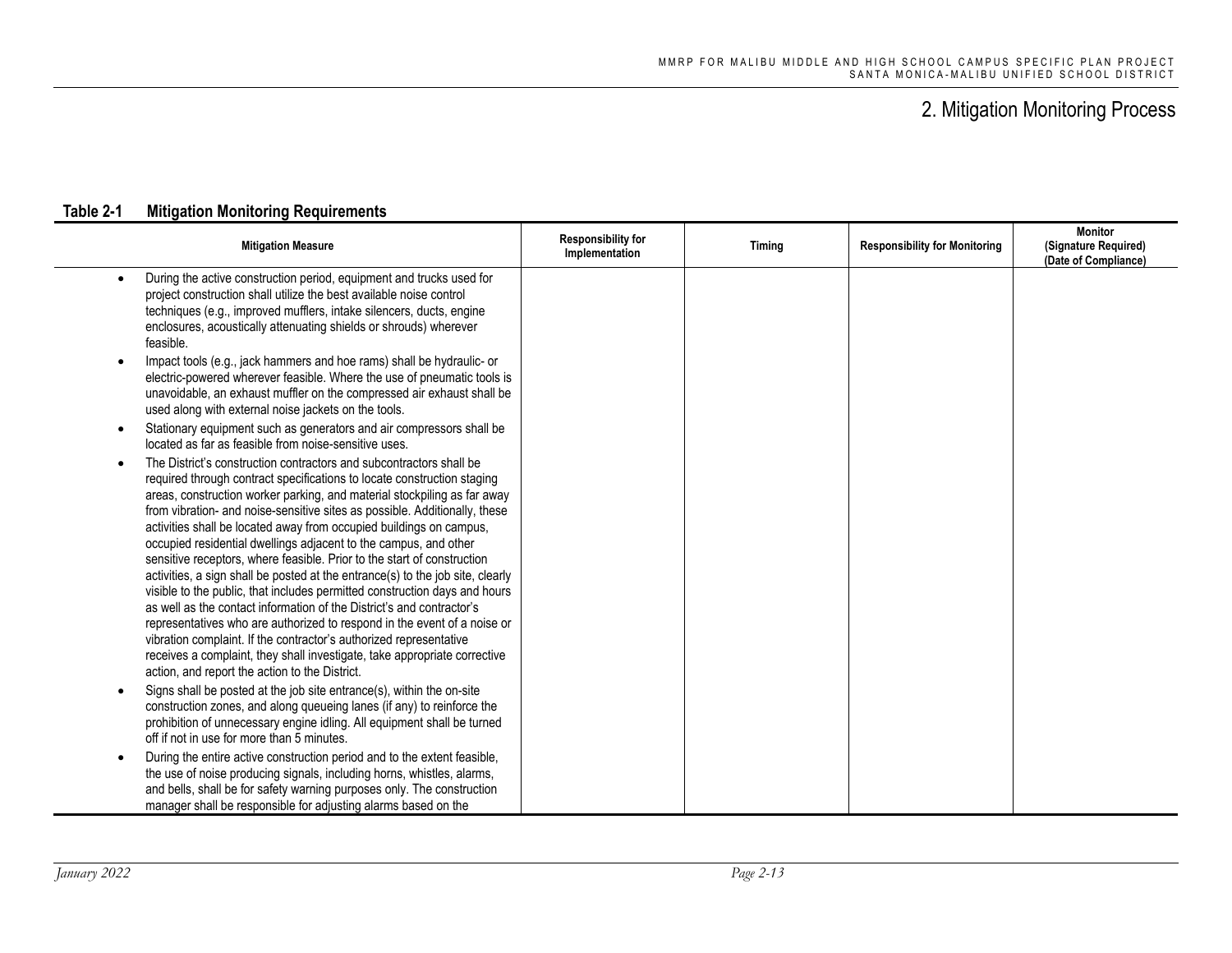# 2. Mitigation Monitoring Process

**Table 2-1 Mitigation Monitoring Requirements**

| Mitigation Measure | Responsibility for Implementation | Timing | Responsibility for Monitoring | Monitor (Signature Required) (Date of Compliance) |
|---|---|---|---|---|
| • During the active construction period, equipment and trucks used for project construction shall utilize the best available noise control techniques (e.g., improved mufflers, intake silencers, ducts, engine enclosures, acoustically attenuating shields or shrouds) wherever feasible.<br>• Impact tools (e.g., jack hammers and hoe rams) shall be hydraulic- or electric-powered wherever feasible. Where the use of pneumatic tools is unavoidable, an exhaust muffler on the compressed air exhaust shall be used along with external noise jackets on the tools.<br>• Stationary equipment such as generators and air compressors shall be located as far as feasible from noise-sensitive uses.<br>• The District's construction contractors and subcontractors shall be required through contract specifications to locate construction staging areas, construction worker parking, and material stockpiling as far away from vibration- and noise-sensitive sites as possible. Additionally, these activities shall be located away from occupied buildings on campus, occupied residential dwellings adjacent to the campus, and other sensitive receptors, where feasible. Prior to the start of construction activities, a sign shall be posted at the entrance(s) to the job site, clearly visible to the public, that includes permitted construction days and hours as well as the contact information of the District's and contractor's representatives who are authorized to respond in the event of a noise or vibration complaint. If the contractor's authorized representative receives a complaint, they shall investigate, take appropriate corrective action, and report the action to the District.<br>• Signs shall be posted at the job site entrance(s), within the on-site construction zones, and along queueing lanes (if any) to reinforce the prohibition of unnecessary engine idling. All equipment shall be turned off if not in use for more than 5 minutes.<br>• During the entire active construction period and to the extent feasible, the use of noise producing signals, including horns, whistles, alarms, and bells, shall be for safety warning purposes only. The construction manager shall be responsible for adjusting alarms based on the | | | | |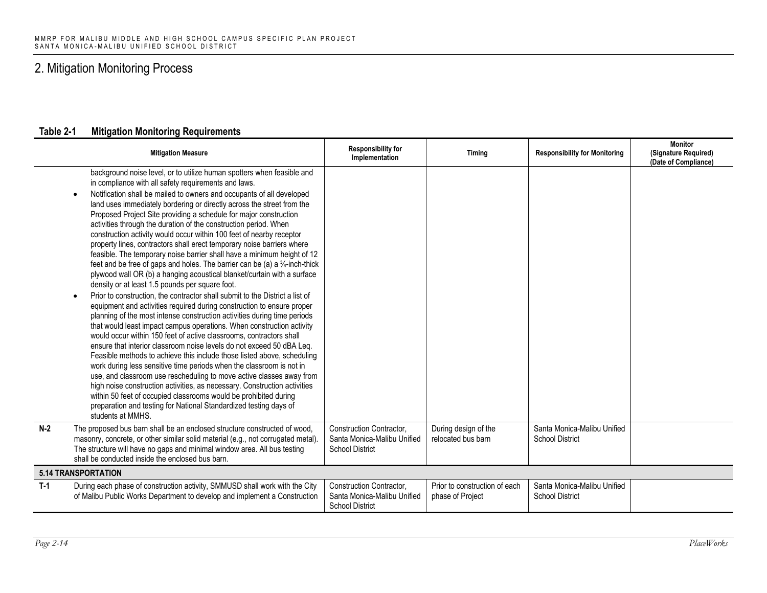# 2. Mitigation Monitoring Process

### Table 2-1 Mitigation Monitoring Requirements

| | Mitigation Measure | Responsibility for Implementation | Timing | Responsibility for Monitoring | Monitor (Signature Required) (Date of Compliance) |
|---|---|---|---|---|---|
| | background noise level, or to utilize human spotters when feasible and in compliance with all safety requirements and laws. <br>• Notification shall be mailed to owners and occupants of all developed land uses immediately bordering or directly across the street from the Proposed Project Site providing a schedule for major construction activities through the duration of the construction period. When construction activity would occur within 100 feet of nearby receptor property lines, contractors shall erect temporary noise barriers where feasible. The temporary noise barrier shall have a minimum height of 12 feet and be free of gaps and holes. The barrier can be (a) a ¾-inch-thick plywood wall OR (b) a hanging acoustical blanket/curtain with a surface density or at least 1.5 pounds per square foot. <br>• Prior to construction, the contractor shall submit to the District a list of equipment and activities required during construction to ensure proper planning of the most intense construction activities during time periods that would least impact campus operations. When construction activity would occur within 150 feet of active classrooms, contractors shall ensure that interior classroom noise levels do not exceed 50 dBA Leq. Feasible methods to achieve this include those listed above, scheduling work during less sensitive time periods when the classroom is not in use, and classroom use rescheduling to move active classes away from high noise construction activities, as necessary. Construction activities within 50 feet of occupied classrooms would be prohibited during preparation and testing for National Standardized testing days of students at MMHS. | | | | |
| N-2 | The proposed bus barn shall be an enclosed structure constructed of wood, masonry, concrete, or other similar solid material (e.g., not corrugated metal). The structure will have no gaps and minimal window area. All bus testing shall be conducted inside the enclosed bus barn. | Construction Contractor, Santa Monica-Malibu Unified School District | During design of the relocated bus barn | Santa Monica-Malibu Unified School District | |
| **5.14 TRANSPORTATION** | | | | | |
| T-1 | During each phase of construction activity, SMMUSD shall work with the City of Malibu Public Works Department to develop and implement a Construction | Construction Contractor, Santa Monica-Malibu Unified School District | Prior to construction of each phase of Project | Santa Monica-Malibu Unified School District | |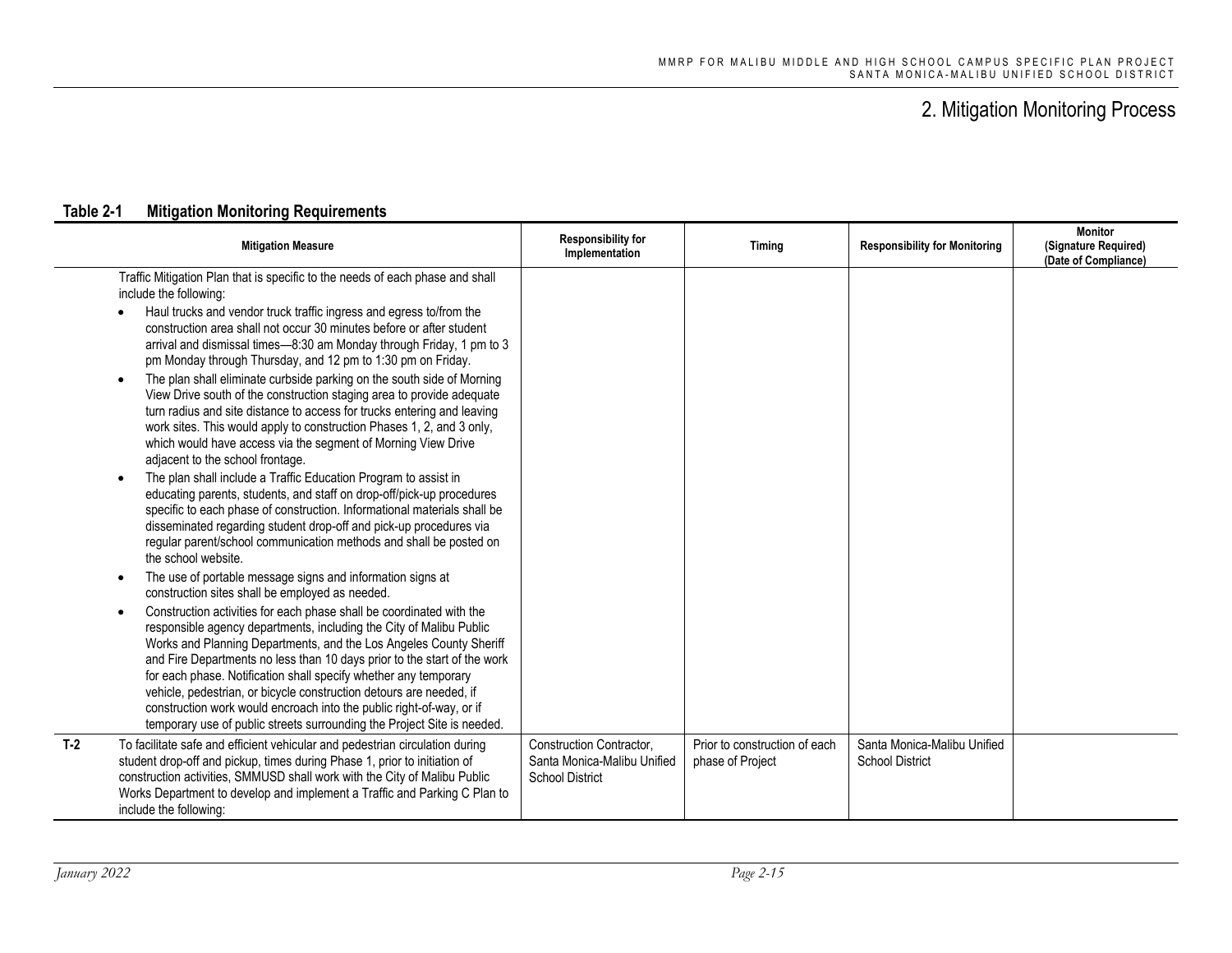## 2. Mitigation Monitoring Process

**Table 2-1 Mitigation Monitoring Requirements**

| | Mitigation Measure | Responsibility for Implementation | Timing | Responsibility for Monitoring | Monitor (Signature Required) (Date of Compliance) |
|---|---|---|---|---|---|
| | Traffic Mitigation Plan that is specific to the needs of each phase and shall include the following:<br>• Haul trucks and vendor truck traffic ingress and egress to/from the construction area shall not occur 30 minutes before or after student arrival and dismissal times—8:30 am Monday through Friday, 1 pm to 3 pm Monday through Thursday, and 12 pm to 1:30 pm on Friday.<br>• The plan shall eliminate curbside parking on the south side of Morning View Drive south of the construction staging area to provide adequate turn radius and site distance to access for trucks entering and leaving work sites. This would apply to construction Phases 1, 2, and 3 only, which would have access via the segment of Morning View Drive adjacent to the school frontage.<br>• The plan shall include a Traffic Education Program to assist in educating parents, students, and staff on drop-off/pick-up procedures specific to each phase of construction. Informational materials shall be disseminated regarding student drop-off and pick-up procedures via regular parent/school communication methods and shall be posted on the school website.<br>• The use of portable message signs and information signs at construction sites shall be employed as needed.<br>• Construction activities for each phase shall be coordinated with the responsible agency departments, including the City of Malibu Public Works and Planning Departments, and the Los Angeles County Sheriff and Fire Departments no less than 10 days prior to the start of the work for each phase. Notification shall specify whether any temporary vehicle, pedestrian, or bicycle construction detours are needed, if construction work would encroach into the public right-of-way, or if temporary use of public streets surrounding the Project Site is needed. | | | | |
| T-2 | To facilitate safe and efficient vehicular and pedestrian circulation during student drop-off and pickup, times during Phase 1, prior to initiation of construction activities, SMMUSD shall work with the City of Malibu Public Works Department to develop and implement a Traffic and Parking C Plan to include the following: | Construction Contractor, Santa Monica-Malibu Unified School District | Prior to construction of each phase of Project | Santa Monica-Malibu Unified School District | |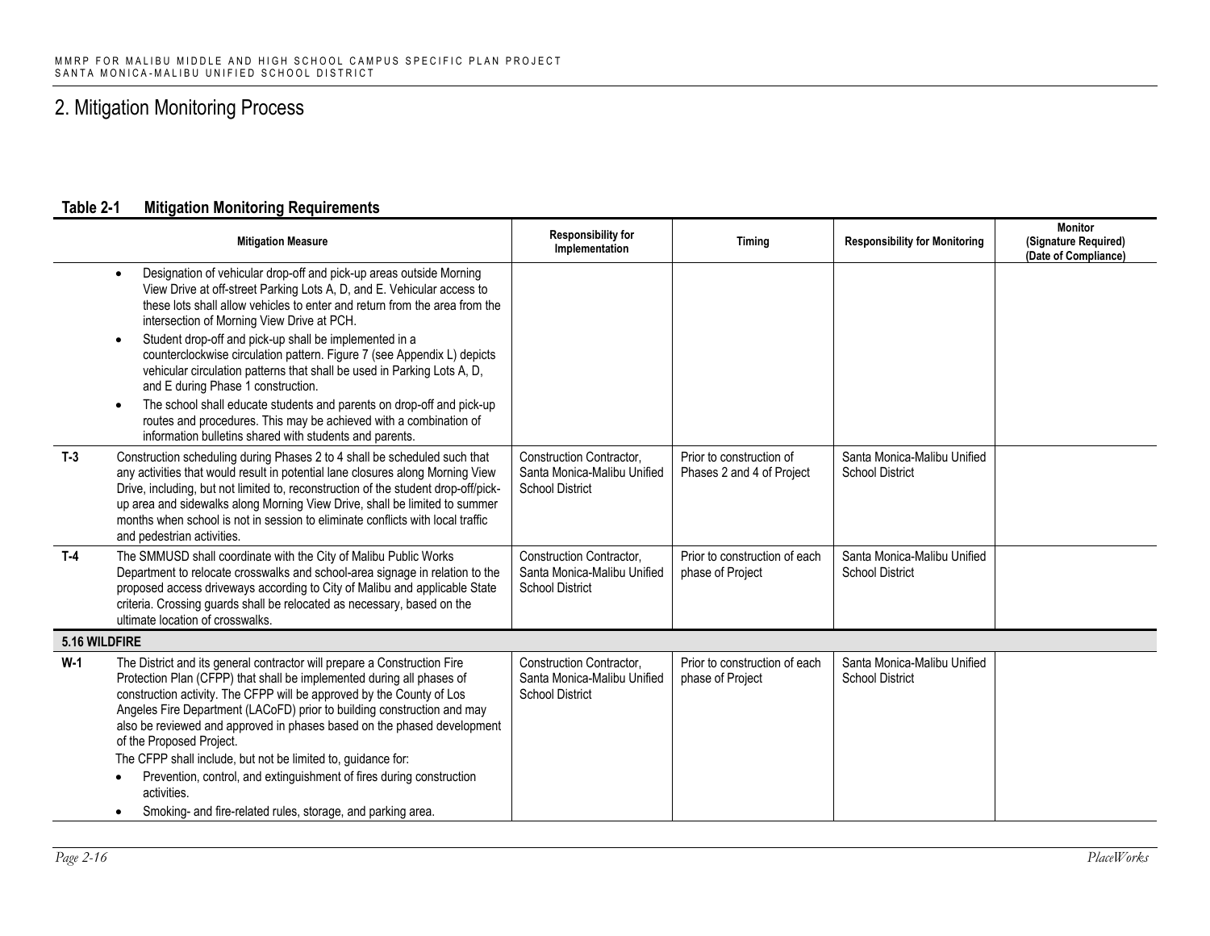# 2. Mitigation Monitoring Process

**Table 2-1 Mitigation Monitoring Requirements**

| | Mitigation Measure | Responsibility for Implementation | Timing | Responsibility for Monitoring | Monitor (Signature Required) (Date of Compliance) |
|---|---|---|---|---|---|
| | • Designation of vehicular drop-off and pick-up areas outside Morning View Drive at off-street Parking Lots A, D, and E. Vehicular access to these lots shall allow vehicles to enter and return from the area from the intersection of Morning View Drive at PCH.<br>• Student drop-off and pick-up shall be implemented in a counterclockwise circulation pattern. Figure 7 (see Appendix L) depicts vehicular circulation patterns that shall be used in Parking Lots A, D, and E during Phase 1 construction.<br>• The school shall educate students and parents on drop-off and pick-up routes and procedures. This may be achieved with a combination of information bulletins shared with students and parents. | | | | |
| T-3 | Construction scheduling during Phases 2 to 4 shall be scheduled such that any activities that would result in potential lane closures along Morning View Drive, including, but not limited to, reconstruction of the student drop-off/pick-up area and sidewalks along Morning View Drive, shall be limited to summer months when school is not in session to eliminate conflicts with local traffic and pedestrian activities. | Construction Contractor, Santa Monica-Malibu Unified School District | Prior to construction of Phases 2 and 4 of Project | Santa Monica-Malibu Unified School District | |
| T-4 | The SMMUSD shall coordinate with the City of Malibu Public Works Department to relocate crosswalks and school-area signage in relation to the proposed access driveways according to City of Malibu and applicable State criteria. Crossing guards shall be relocated as necessary, based on the ultimate location of crosswalks. | Construction Contractor, Santa Monica-Malibu Unified School District | Prior to construction of each phase of Project | Santa Monica-Malibu Unified School District | |
| **5.16 WILDFIRE** | | | | | |
| W-1 | The District and its general contractor will prepare a Construction Fire Protection Plan (CFPP) that shall be implemented during all phases of construction activity. The CFPP will be approved by the County of Los Angeles Fire Department (LACoFD) prior to building construction and may also be reviewed and approved in phases based on the phased development of the Proposed Project.<br>The CFPP shall include, but not be limited to, guidance for:<br>• Prevention, control, and extinguishment of fires during construction activities.<br>• Smoking- and fire-related rules, storage, and parking area. | Construction Contractor, Santa Monica-Malibu Unified School District | Prior to construction of each phase of Project | Santa Monica-Malibu Unified School District | |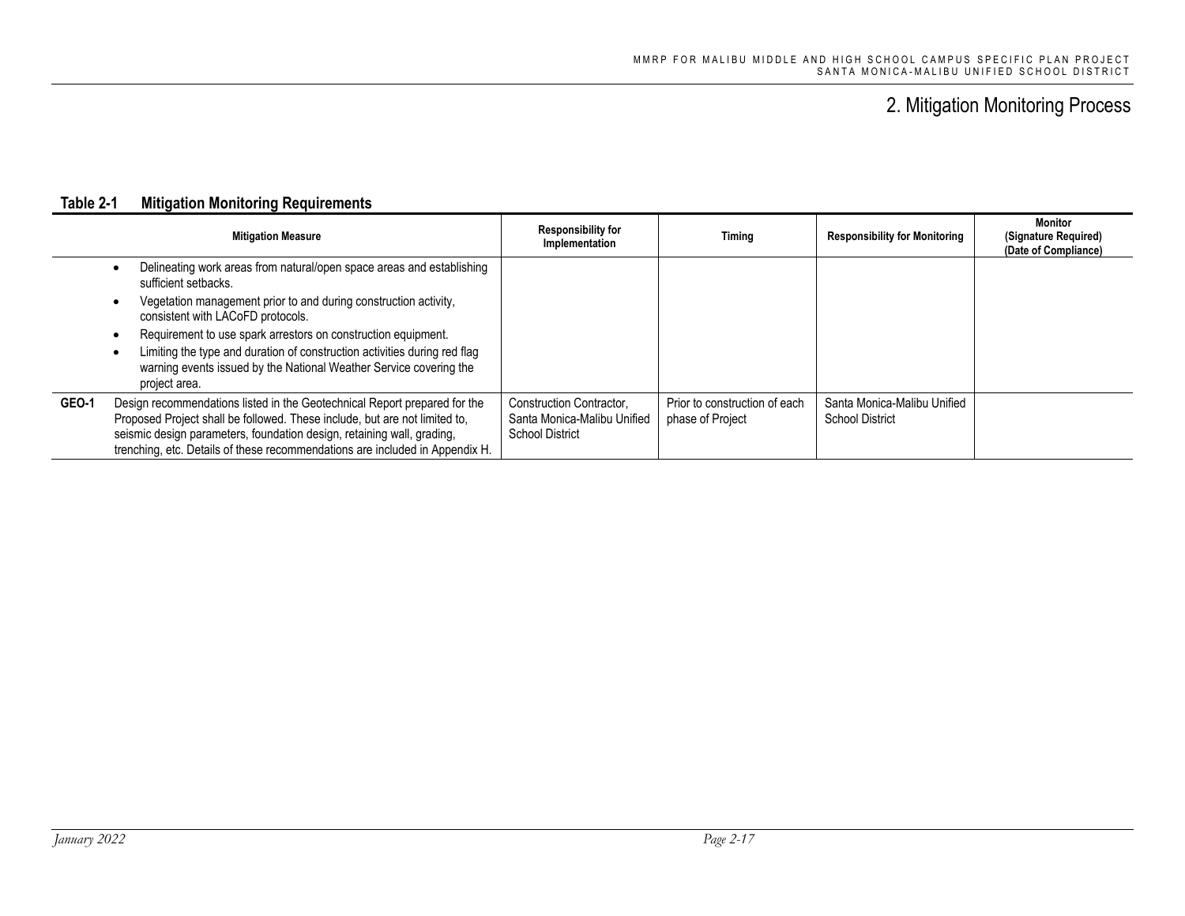## 2. Mitigation Monitoring Process

**Table 2-1 Mitigation Monitoring Requirements**

| | Mitigation Measure | Responsibility for Implementation | Timing | Responsibility for Monitoring | Monitor (Signature Required) (Date of Compliance) |
|---|---|---|---|---|---|
| | • Delineating work areas from natural/open space areas and establishing sufficient setbacks.<br>• Vegetation management prior to and during construction activity, consistent with LACoFD protocols.<br>• Requirement to use spark arrestors on construction equipment.<br>• Limiting the type and duration of construction activities during red flag warning events issued by the National Weather Service covering the project area. | | | | |
| **GEO-1** | Design recommendations listed in the Geotechnical Report prepared for the Proposed Project shall be followed. These include, but are not limited to, seismic design parameters, foundation design, retaining wall, grading, trenching, etc. Details of these recommendations are included in Appendix H. | Construction Contractor, Santa Monica-Malibu Unified School District | Prior to construction of each phase of Project | Santa Monica-Malibu Unified School District | |